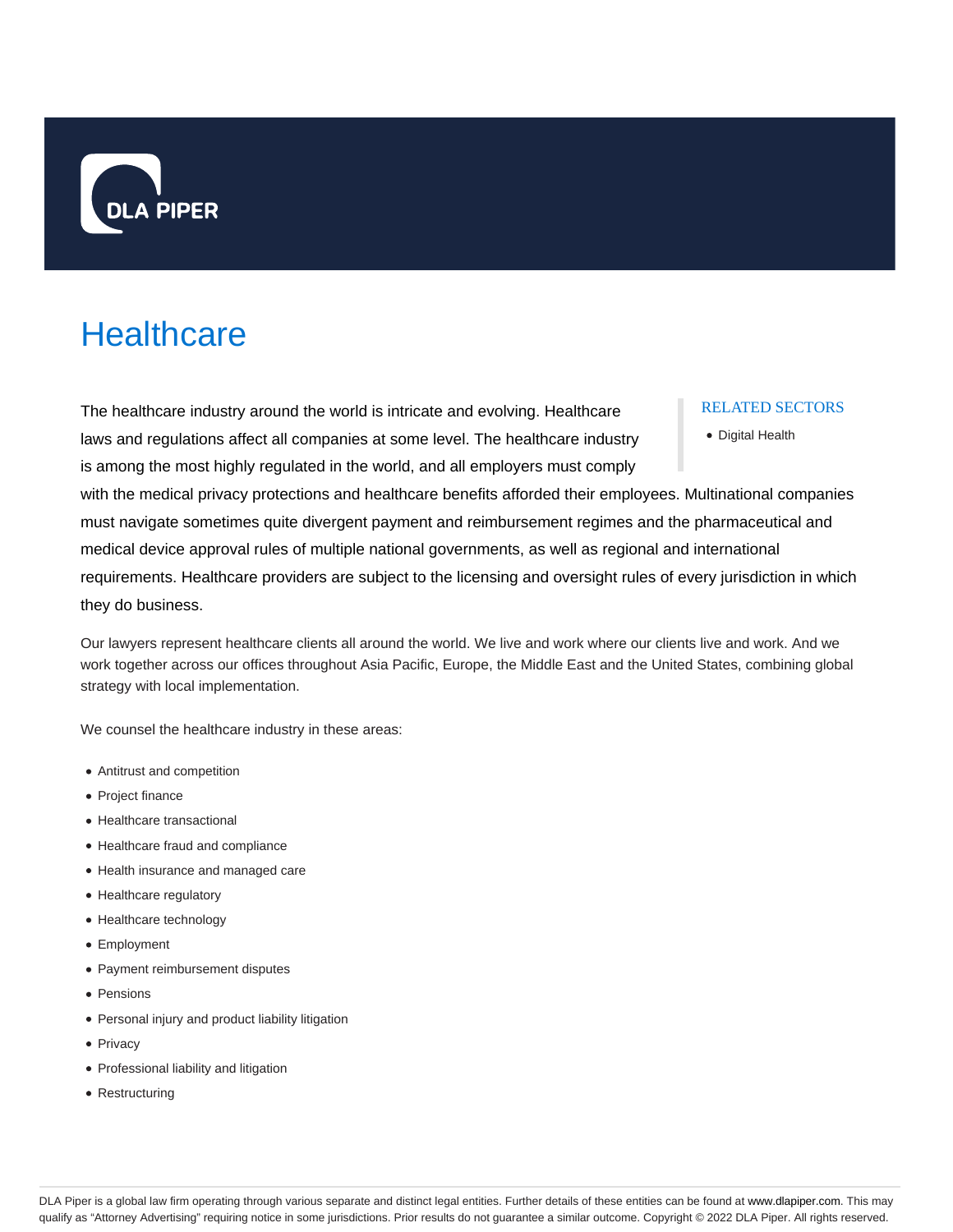DLA PIPER

# Healthcare

The healthcare industry around the world is intricate and evolving. Healthcare laws and regulations affect all companies at some level. The healthcare industry is among the most highly regulated in the world, and all employers must comply with the medical privacy protections and healthcare benefits afforded their employees. Multinational companies must navigate sometimes quite divergent payment and reimbursement regimes and the pharmaceutical and medical device approval rules of multiple national governments, as well as regional and international requirements. Healthcare providers are subject to the licensing and oversight rules of every jurisdiction in which they do business.

### RELATED SECTORS

- Digital Health

Our lawyers represent healthcare clients all around the world. We live and work where our clients live and work. And we work together across our offices throughout Asia Pacific, Europe, the Middle East and the United States, combining global strategy with local implementation.

We counsel the healthcare industry in these areas:

- Antitrust and competition
- Project finance
- Healthcare transactional
- Healthcare fraud and compliance
- Health insurance and managed care
- Healthcare regulatory
- Healthcare technology
- Employment
- Payment reimbursement disputes
- Pensions
- Personal injury and product liability litigation
- Privacy
- Professional liability and litigation
- Restructuring

DLA Piper is a global law firm operating through various separate and distinct legal entities. Further details of these entities can be found at www.dlapiper.com. This may qualify as "Attorney Advertising" requiring notice in some jurisdictions. Prior results do not guarantee a similar outcome. Copyright © 2022 DLA Piper. All rights reserved.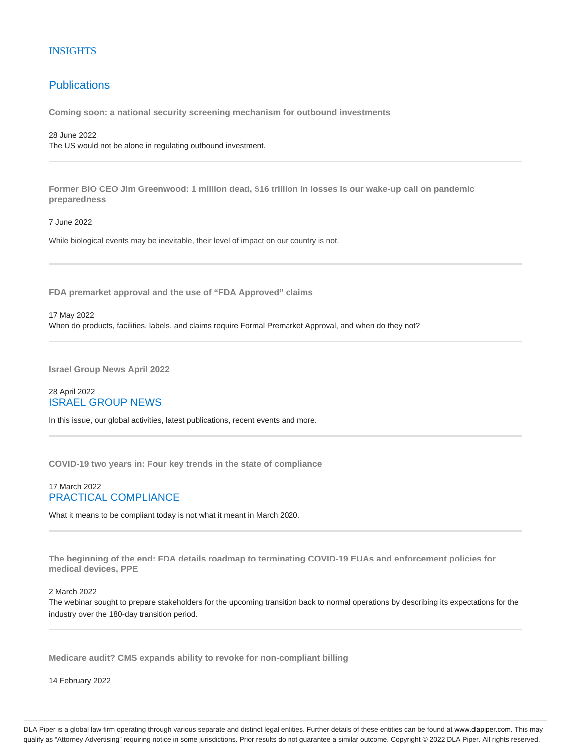INSIGHTS

## Publications

**Coming soon: a national security screening mechanism for outbound investments**

28 June 2022

The US would not be alone in regulating outbound investment.

---

**Former BIO CEO Jim Greenwood: 1 million dead, $16 trillion in losses is our wake-up call on pandemic preparedness**

7 June 2022

While biological events may be inevitable, their level of impact on our country is not.

---

**FDA premarket approval and the use of "FDA Approved" claims**

17 May 2022

When do products, facilities, labels, and claims require Formal Premarket Approval, and when do they not?

---

**Israel Group News April 2022**

28 April 2022

ISRAEL GROUP NEWS

In this issue, our global activities, latest publications, recent events and more.

---

**COVID-19 two years in: Four key trends in the state of compliance**

17 March 2022

PRACTICAL COMPLIANCE

What it means to be compliant today is not what it meant in March 2020.

---

**The beginning of the end: FDA details roadmap to terminating COVID-19 EUAs and enforcement policies for medical devices, PPE**

2 March 2022

The webinar sought to prepare stakeholders for the upcoming transition back to normal operations by describing its expectations for the industry over the 180-day transition period.

---

**Medicare audit? CMS expands ability to revoke for non-compliant billing**

14 February 2022

DLA Piper is a global law firm operating through various separate and distinct legal entities. Further details of these entities can be found at www.dlapiper.com. This may qualify as "Attorney Advertising" requiring notice in some jurisdictions. Prior results do not guarantee a similar outcome. Copyright © 2022 DLA Piper. All rights reserved.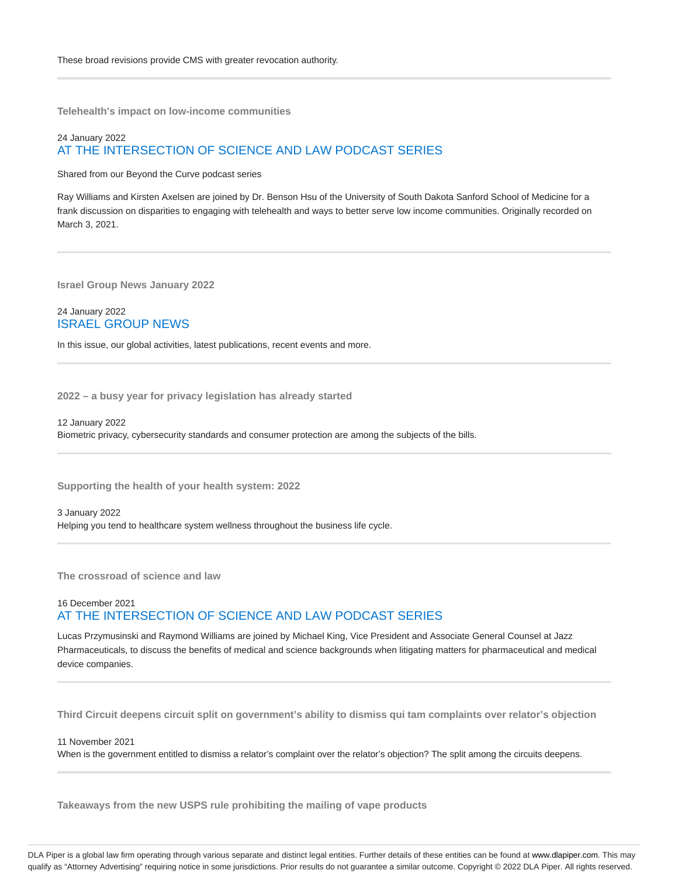These broad revisions provide CMS with greater revocation authority.

---

**Telehealth's impact on low-income communities**

24 January 2022
AT THE INTERSECTION OF SCIENCE AND LAW PODCAST SERIES

Shared from our Beyond the Curve podcast series

Ray Williams and Kirsten Axelsen are joined by Dr. Benson Hsu of the University of South Dakota Sanford School of Medicine for a frank discussion on disparities to engaging with telehealth and ways to better serve low income communities. Originally recorded on March 3, 2021.

---

**Israel Group News January 2022**

24 January 2022
ISRAEL GROUP NEWS

In this issue, our global activities, latest publications, recent events and more.

---

**2022 – a busy year for privacy legislation has already started**

12 January 2022
Biometric privacy, cybersecurity standards and consumer protection are among the subjects of the bills.

---

**Supporting the health of your health system: 2022**

3 January 2022
Helping you tend to healthcare system wellness throughout the business life cycle.

---

**The crossroad of science and law**

16 December 2021
AT THE INTERSECTION OF SCIENCE AND LAW PODCAST SERIES

Lucas Przymusinski and Raymond Williams are joined by Michael King, Vice President and Associate General Counsel at Jazz Pharmaceuticals, to discuss the benefits of medical and science backgrounds when litigating matters for pharmaceutical and medical device companies.

---

**Third Circuit deepens circuit split on government's ability to dismiss qui tam complaints over relator's objection**

11 November 2021
When is the government entitled to dismiss a relator's complaint over the relator's objection? The split among the circuits deepens.

---

**Takeaways from the new USPS rule prohibiting the mailing of vape products**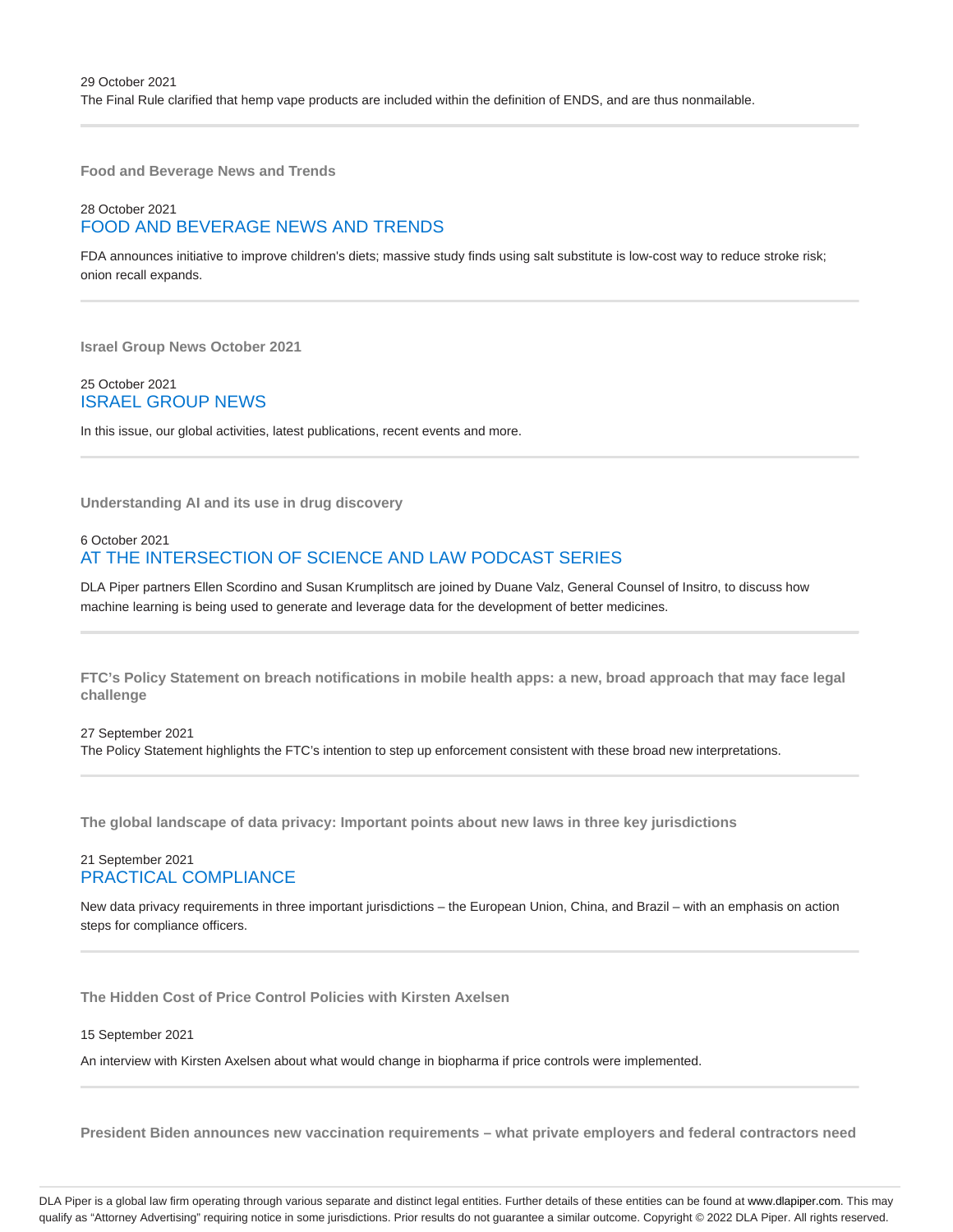29 October 2021

The Final Rule clarified that hemp vape products are included within the definition of ENDS, and are thus nonmailable.

---

**Food and Beverage News and Trends**

28 October 2021

FOOD AND BEVERAGE NEWS AND TRENDS

FDA announces initiative to improve children's diets; massive study finds using salt substitute is low-cost way to reduce stroke risk; onion recall expands.

---

**Israel Group News October 2021**

25 October 2021

ISRAEL GROUP NEWS

In this issue, our global activities, latest publications, recent events and more.

---

**Understanding AI and its use in drug discovery**

6 October 2021

AT THE INTERSECTION OF SCIENCE AND LAW PODCAST SERIES

DLA Piper partners Ellen Scordino and Susan Krumplitsch are joined by Duane Valz, General Counsel of Insitro, to discuss how machine learning is being used to generate and leverage data for the development of better medicines.

---

**FTC's Policy Statement on breach notifications in mobile health apps: a new, broad approach that may face legal challenge**

27 September 2021

The Policy Statement highlights the FTC's intention to step up enforcement consistent with these broad new interpretations.

---

**The global landscape of data privacy: Important points about new laws in three key jurisdictions**

21 September 2021

PRACTICAL COMPLIANCE

New data privacy requirements in three important jurisdictions – the European Union, China, and Brazil – with an emphasis on action steps for compliance officers.

---

**The Hidden Cost of Price Control Policies with Kirsten Axelsen**

15 September 2021

An interview with Kirsten Axelsen about what would change in biopharma if price controls were implemented.

---

**President Biden announces new vaccination requirements – what private employers and federal contractors need**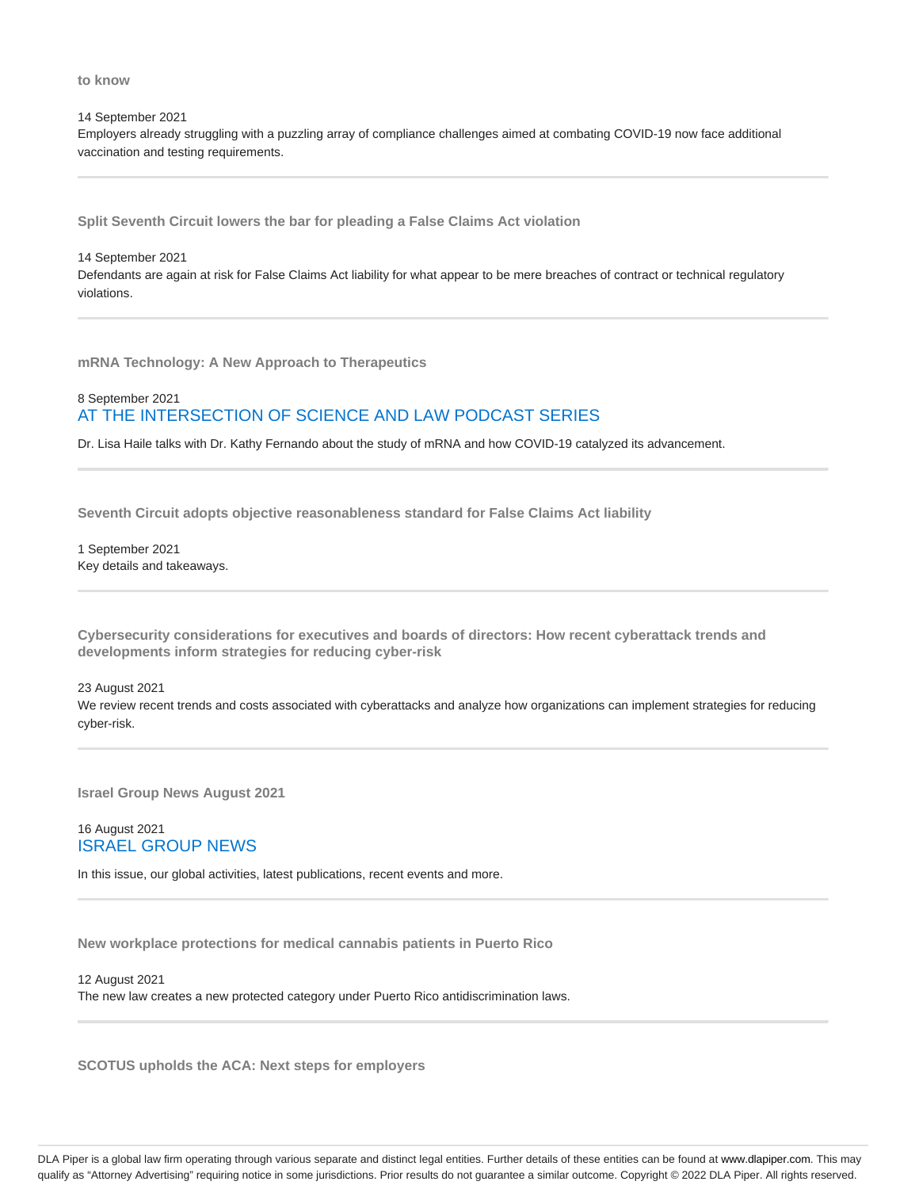**to know**

14 September 2021

Employers already struggling with a puzzling array of compliance challenges aimed at combating COVID-19 now face additional vaccination and testing requirements.

---

**Split Seventh Circuit lowers the bar for pleading a False Claims Act violation**

14 September 2021

Defendants are again at risk for False Claims Act liability for what appear to be mere breaches of contract or technical regulatory violations.

---

**mRNA Technology: A New Approach to Therapeutics**

8 September 2021

AT THE INTERSECTION OF SCIENCE AND LAW PODCAST SERIES

Dr. Lisa Haile talks with Dr. Kathy Fernando about the study of mRNA and how COVID-19 catalyzed its advancement.

---

**Seventh Circuit adopts objective reasonableness standard for False Claims Act liability**

1 September 2021

Key details and takeaways.

---

**Cybersecurity considerations for executives and boards of directors: How recent cyberattack trends and developments inform strategies for reducing cyber-risk**

23 August 2021

We review recent trends and costs associated with cyberattacks and analyze how organizations can implement strategies for reducing cyber-risk.

---

**Israel Group News August 2021**

16 August 2021

ISRAEL GROUP NEWS

In this issue, our global activities, latest publications, recent events and more.

---

**New workplace protections for medical cannabis patients in Puerto Rico**

12 August 2021

The new law creates a new protected category under Puerto Rico antidiscrimination laws.

---

**SCOTUS upholds the ACA: Next steps for employers**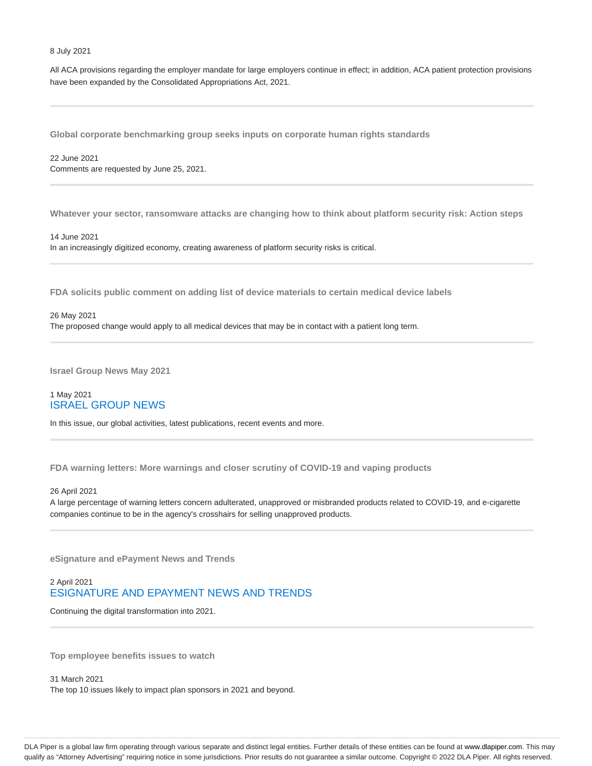8 July 2021

All ACA provisions regarding the employer mandate for large employers continue in effect; in addition, ACA patient protection provisions have been expanded by the Consolidated Appropriations Act, 2021.

---

### Global corporate benchmarking group seeks inputs on corporate human rights standards

22 June 2021

Comments are requested by June 25, 2021.

---

### Whatever your sector, ransomware attacks are changing how to think about platform security risk: Action steps

14 June 2021

In an increasingly digitized economy, creating awareness of platform security risks is critical.

---

### FDA solicits public comment on adding list of device materials to certain medical device labels

26 May 2021

The proposed change would apply to all medical devices that may be in contact with a patient long term.

---

### Israel Group News May 2021

1 May 2021

ISRAEL GROUP NEWS

In this issue, our global activities, latest publications, recent events and more.

---

### FDA warning letters: More warnings and closer scrutiny of COVID-19 and vaping products

26 April 2021

A large percentage of warning letters concern adulterated, unapproved or misbranded products related to COVID-19, and e-cigarette companies continue to be in the agency's crosshairs for selling unapproved products.

---

### eSignature and ePayment News and Trends

2 April 2021

ESIGNATURE AND EPAYMENT NEWS AND TRENDS

Continuing the digital transformation into 2021.

---

### Top employee benefits issues to watch

31 March 2021

The top 10 issues likely to impact plan sponsors in 2021 and beyond.

DLA Piper is a global law firm operating through various separate and distinct legal entities. Further details of these entities can be found at www.dlapiper.com. This may qualify as "Attorney Advertising" requiring notice in some jurisdictions. Prior results do not guarantee a similar outcome. Copyright © 2022 DLA Piper. All rights reserved.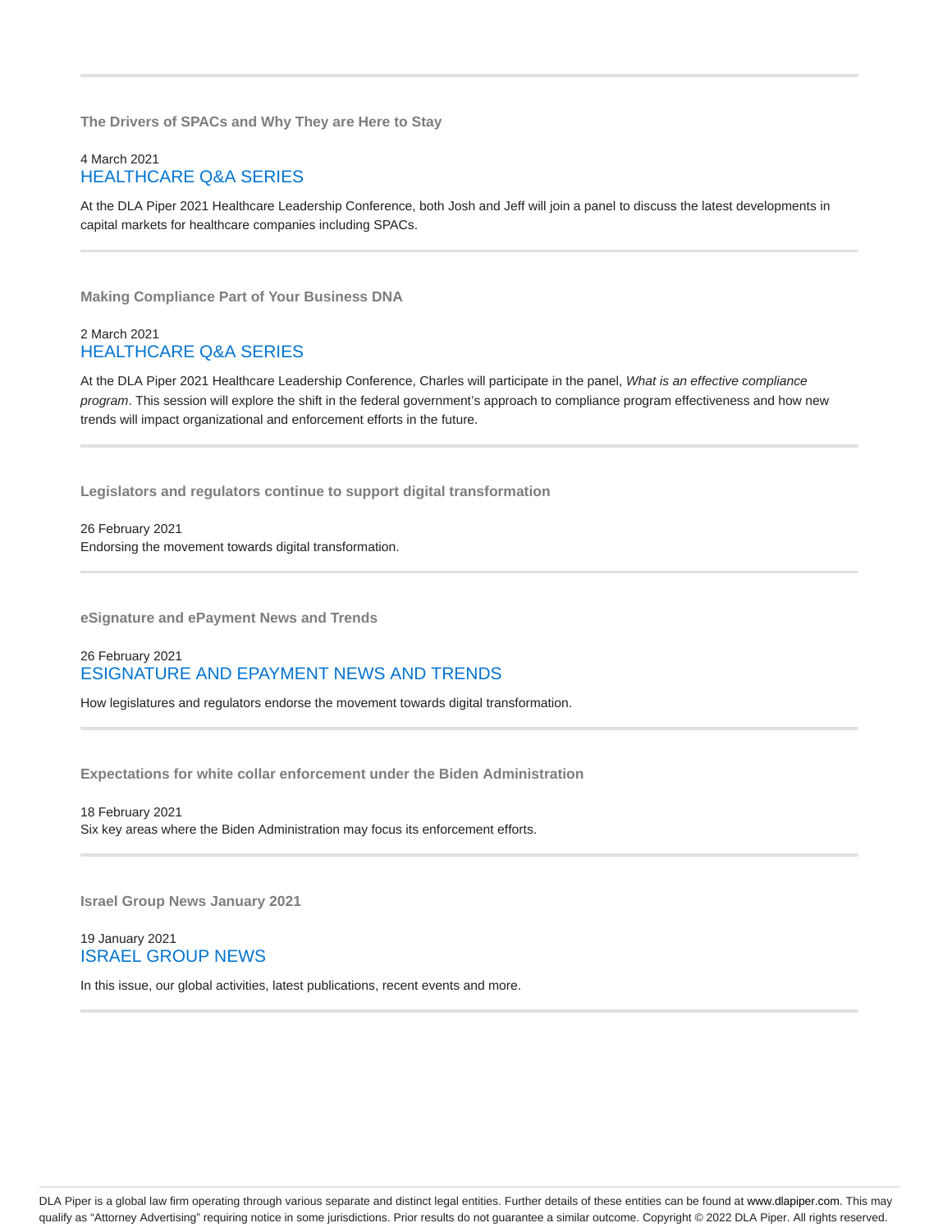### The Drivers of SPACs and Why They are Here to Stay

4 March 2021
HEALTHCARE Q&A SERIES

At the DLA Piper 2021 Healthcare Leadership Conference, both Josh and Jeff will join a panel to discuss the latest developments in capital markets for healthcare companies including SPACs.

### Making Compliance Part of Your Business DNA

2 March 2021
HEALTHCARE Q&A SERIES

At the DLA Piper 2021 Healthcare Leadership Conference, Charles will participate in the panel, *What is an effective compliance program*. This session will explore the shift in the federal government's approach to compliance program effectiveness and how new trends will impact organizational and enforcement efforts in the future.

### Legislators and regulators continue to support digital transformation

26 February 2021
Endorsing the movement towards digital transformation.

### eSignature and ePayment News and Trends

26 February 2021
ESIGNATURE AND EPAYMENT NEWS AND TRENDS

How legislatures and regulators endorse the movement towards digital transformation.

### Expectations for white collar enforcement under the Biden Administration

18 February 2021
Six key areas where the Biden Administration may focus its enforcement efforts.

### Israel Group News January 2021

19 January 2021
ISRAEL GROUP NEWS

In this issue, our global activities, latest publications, recent events and more.

DLA Piper is a global law firm operating through various separate and distinct legal entities. Further details of these entities can be found at www.dlapiper.com. This may qualify as "Attorney Advertising" requiring notice in some jurisdictions. Prior results do not guarantee a similar outcome. Copyright © 2022 DLA Piper. All rights reserved.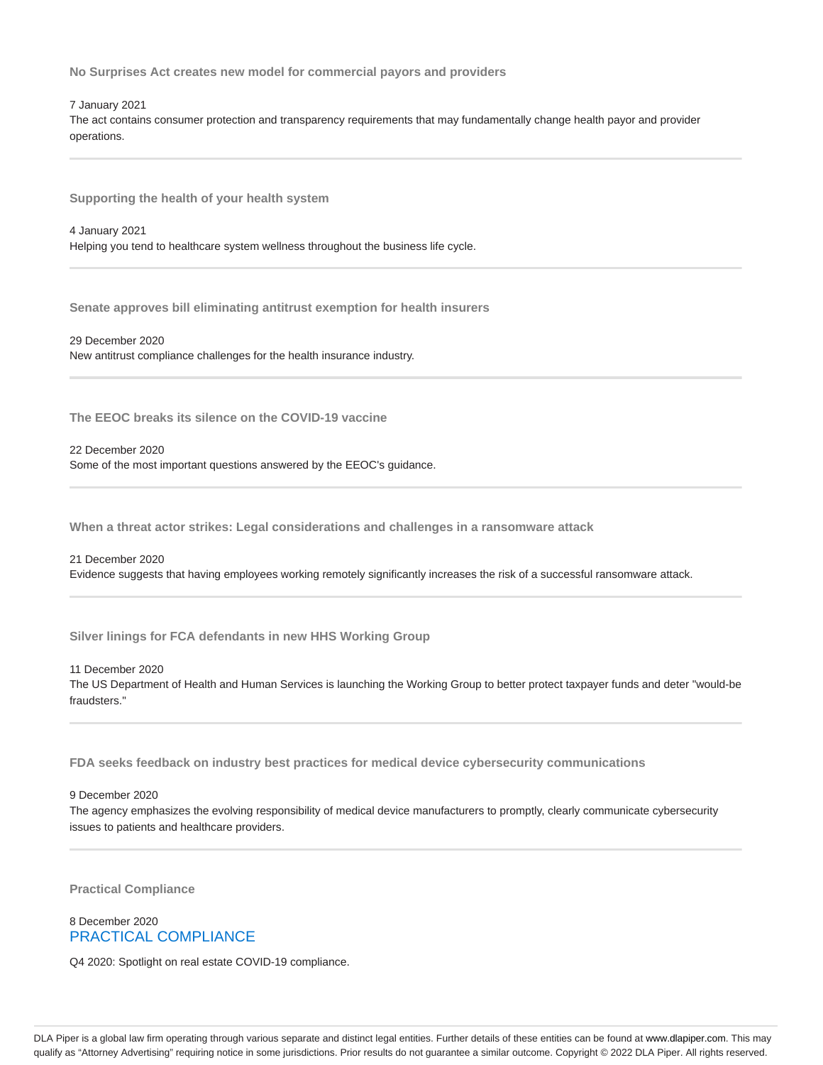### No Surprises Act creates new model for commercial payors and providers

7 January 2021

The act contains consumer protection and transparency requirements that may fundamentally change health payor and provider operations.

---

### Supporting the health of your health system

4 January 2021

Helping you tend to healthcare system wellness throughout the business life cycle.

---

### Senate approves bill eliminating antitrust exemption for health insurers

29 December 2020

New antitrust compliance challenges for the health insurance industry.

---

### The EEOC breaks its silence on the COVID-19 vaccine

22 December 2020

Some of the most important questions answered by the EEOC's guidance.

---

### When a threat actor strikes: Legal considerations and challenges in a ransomware attack

21 December 2020

Evidence suggests that having employees working remotely significantly increases the risk of a successful ransomware attack.

---

### Silver linings for FCA defendants in new HHS Working Group

11 December 2020

The US Department of Health and Human Services is launching the Working Group to better protect taxpayer funds and deter "would-be fraudsters."

---

### FDA seeks feedback on industry best practices for medical device cybersecurity communications

9 December 2020

The agency emphasizes the evolving responsibility of medical device manufacturers to promptly, clearly communicate cybersecurity issues to patients and healthcare providers.

---

### Practical Compliance

8 December 2020

PRACTICAL COMPLIANCE

Q4 2020: Spotlight on real estate COVID-19 compliance.

DLA Piper is a global law firm operating through various separate and distinct legal entities. Further details of these entities can be found at www.dlapiper.com. This may qualify as "Attorney Advertising" requiring notice in some jurisdictions. Prior results do not guarantee a similar outcome. Copyright © 2022 DLA Piper. All rights reserved.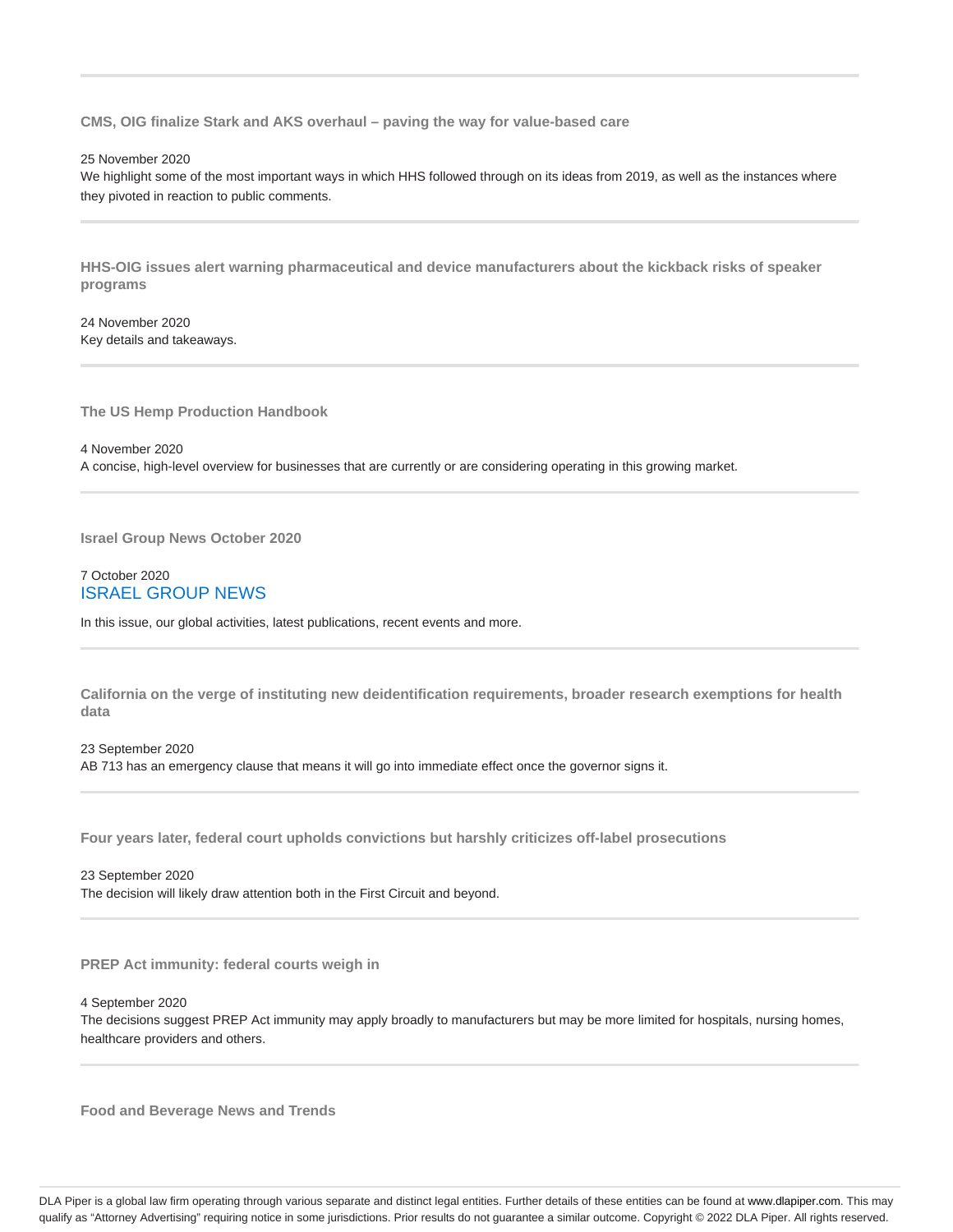### CMS, OIG finalize Stark and AKS overhaul – paving the way for value-based care

25 November 2020

We highlight some of the most important ways in which HHS followed through on its ideas from 2019, as well as the instances where they pivoted in reaction to public comments.

---

### HHS-OIG issues alert warning pharmaceutical and device manufacturers about the kickback risks of speaker programs

24 November 2020

Key details and takeaways.

---

### The US Hemp Production Handbook

4 November 2020

A concise, high-level overview for businesses that are currently or are considering operating in this growing market.

---

### Israel Group News October 2020

7 October 2020

ISRAEL GROUP NEWS

In this issue, our global activities, latest publications, recent events and more.

---

### California on the verge of instituting new deidentification requirements, broader research exemptions for health data

23 September 2020

AB 713 has an emergency clause that means it will go into immediate effect once the governor signs it.

---

### Four years later, federal court upholds convictions but harshly criticizes off-label prosecutions

23 September 2020

The decision will likely draw attention both in the First Circuit and beyond.

---

### PREP Act immunity: federal courts weigh in

4 September 2020

The decisions suggest PREP Act immunity may apply broadly to manufacturers but may be more limited for hospitals, nursing homes, healthcare providers and others.

---

### Food and Beverage News and Trends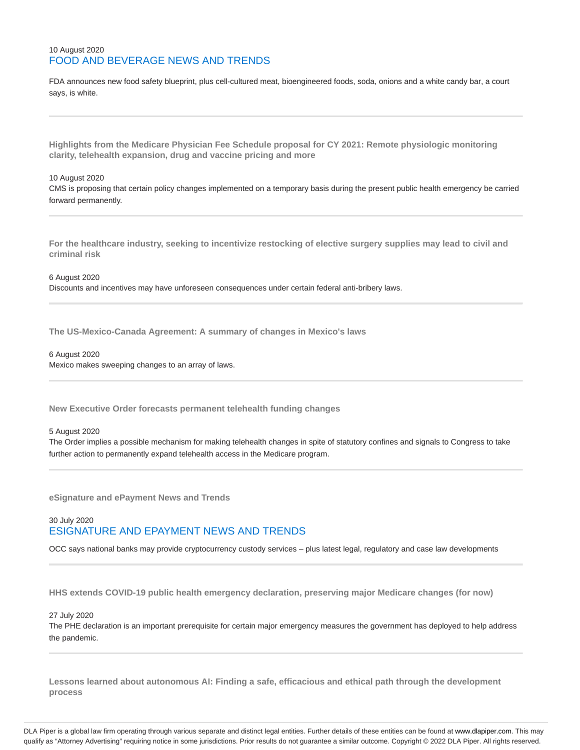10 August 2020

### FOOD AND BEVERAGE NEWS AND TRENDS

FDA announces new food safety blueprint, plus cell-cultured meat, bioengineered foods, soda, onions and a white candy bar, a court says, is white.

---

**Highlights from the Medicare Physician Fee Schedule proposal for CY 2021: Remote physiologic monitoring clarity, telehealth expansion, drug and vaccine pricing and more**

10 August 2020

CMS is proposing that certain policy changes implemented on a temporary basis during the present public health emergency be carried forward permanently.

---

**For the healthcare industry, seeking to incentivize restocking of elective surgery supplies may lead to civil and criminal risk**

6 August 2020

Discounts and incentives may have unforeseen consequences under certain federal anti-bribery laws.

---

**The US-Mexico-Canada Agreement: A summary of changes in Mexico's laws**

6 August 2020

Mexico makes sweeping changes to an array of laws.

---

**New Executive Order forecasts permanent telehealth funding changes**

5 August 2020

The Order implies a possible mechanism for making telehealth changes in spite of statutory confines and signals to Congress to take further action to permanently expand telehealth access in the Medicare program.

---

**eSignature and ePayment News and Trends**

30 July 2020

### ESIGNATURE AND EPAYMENT NEWS AND TRENDS

OCC says national banks may provide cryptocurrency custody services – plus latest legal, regulatory and case law developments

---

**HHS extends COVID-19 public health emergency declaration, preserving major Medicare changes (for now)**

27 July 2020

The PHE declaration is an important prerequisite for certain major emergency measures the government has deployed to help address the pandemic.

---

**Lessons learned about autonomous AI: Finding a safe, efficacious and ethical path through the development process**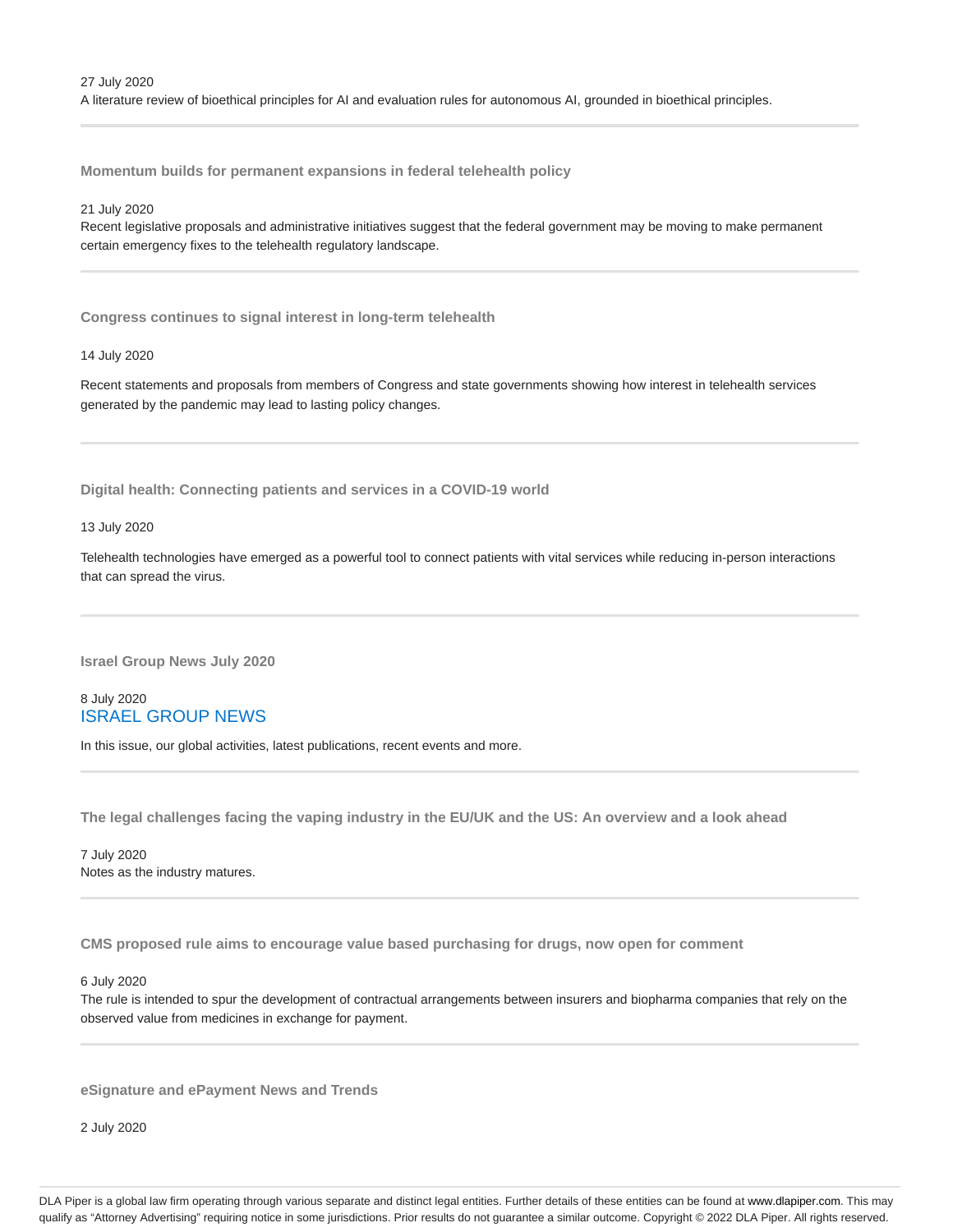27 July 2020

A literature review of bioethical principles for AI and evaluation rules for autonomous AI, grounded in bioethical principles.

---

### Momentum builds for permanent expansions in federal telehealth policy

21 July 2020

Recent legislative proposals and administrative initiatives suggest that the federal government may be moving to make permanent certain emergency fixes to the telehealth regulatory landscape.

---

### Congress continues to signal interest in long-term telehealth

14 July 2020

Recent statements and proposals from members of Congress and state governments showing how interest in telehealth services generated by the pandemic may lead to lasting policy changes.

---

### Digital health: Connecting patients and services in a COVID-19 world

13 July 2020

Telehealth technologies have emerged as a powerful tool to connect patients with vital services while reducing in-person interactions that can spread the virus.

---

### Israel Group News July 2020

8 July 2020

ISRAEL GROUP NEWS

In this issue, our global activities, latest publications, recent events and more.

---

### The legal challenges facing the vaping industry in the EU/UK and the US: An overview and a look ahead

7 July 2020

Notes as the industry matures.

---

### CMS proposed rule aims to encourage value based purchasing for drugs, now open for comment

6 July 2020

The rule is intended to spur the development of contractual arrangements between insurers and biopharma companies that rely on the observed value from medicines in exchange for payment.

---

### eSignature and ePayment News and Trends

2 July 2020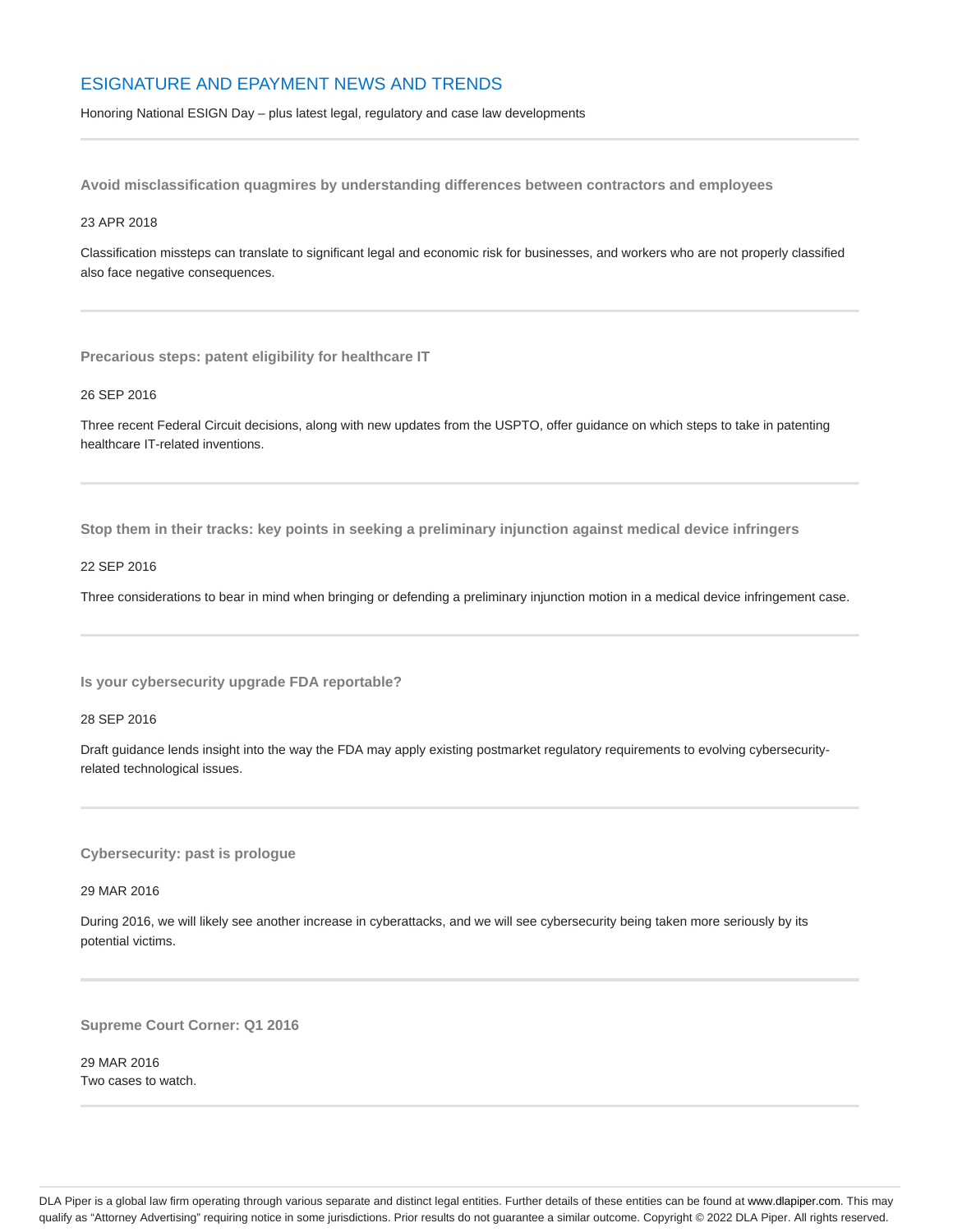## ESIGNATURE AND EPAYMENT NEWS AND TRENDS

Honoring National ESIGN Day – plus latest legal, regulatory and case law developments

---

### Avoid misclassification quagmires by understanding differences between contractors and employees

23 APR 2018

Classification missteps can translate to significant legal and economic risk for businesses, and workers who are not properly classified also face negative consequences.

---

### Precarious steps: patent eligibility for healthcare IT

26 SEP 2016

Three recent Federal Circuit decisions, along with new updates from the USPTO, offer guidance on which steps to take in patenting healthcare IT-related inventions.

---

### Stop them in their tracks: key points in seeking a preliminary injunction against medical device infringers

22 SEP 2016

Three considerations to bear in mind when bringing or defending a preliminary injunction motion in a medical device infringement case.

---

### Is your cybersecurity upgrade FDA reportable?

28 SEP 2016

Draft guidance lends insight into the way the FDA may apply existing postmarket regulatory requirements to evolving cybersecurity-related technological issues.

---

### Cybersecurity: past is prologue

29 MAR 2016

During 2016, we will likely see another increase in cyberattacks, and we will see cybersecurity being taken more seriously by its potential victims.

---

### Supreme Court Corner: Q1 2016

29 MAR 2016
Two cases to watch.

---

DLA Piper is a global law firm operating through various separate and distinct legal entities. Further details of these entities can be found at www.dlapiper.com. This may qualify as "Attorney Advertising" requiring notice in some jurisdictions. Prior results do not guarantee a similar outcome. Copyright © 2022 DLA Piper. All rights reserved.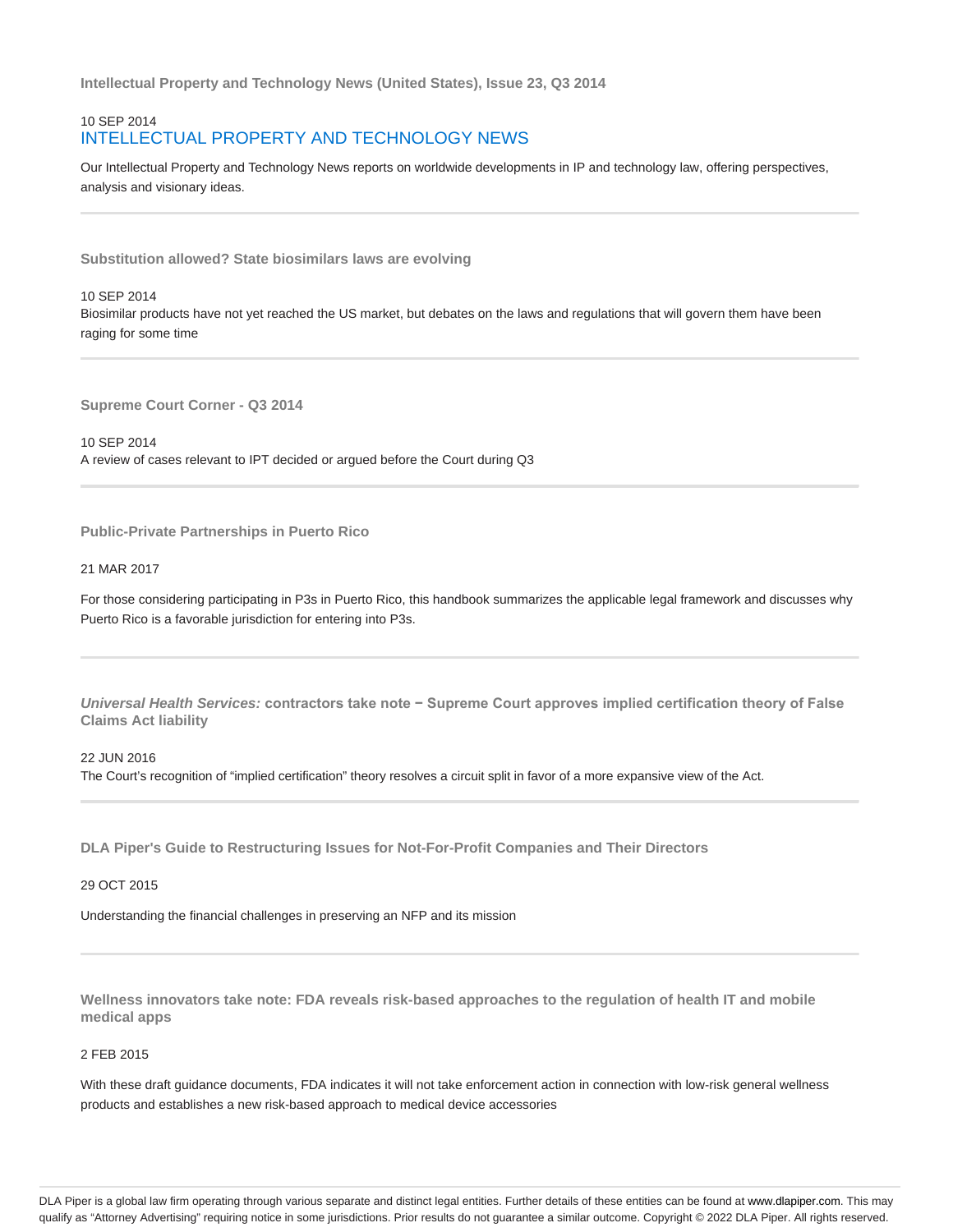### Intellectual Property and Technology News (United States), Issue 23, Q3 2014

10 SEP 2014

## INTELLECTUAL PROPERTY AND TECHNOLOGY NEWS

Our Intellectual Property and Technology News reports on worldwide developments in IP and technology law, offering perspectives, analysis and visionary ideas.

---

### Substitution allowed? State biosimilars laws are evolving

10 SEP 2014

Biosimilar products have not yet reached the US market, but debates on the laws and regulations that will govern them have been raging for some time

---

### Supreme Court Corner - Q3 2014

10 SEP 2014

A review of cases relevant to IPT decided or argued before the Court during Q3

---

### Public-Private Partnerships in Puerto Rico

21 MAR 2017

For those considering participating in P3s in Puerto Rico, this handbook summarizes the applicable legal framework and discusses why Puerto Rico is a favorable jurisdiction for entering into P3s.

---

### *Universal Health Services:* contractors take note − Supreme Court approves implied certification theory of False Claims Act liability

22 JUN 2016

The Court's recognition of "implied certification" theory resolves a circuit split in favor of a more expansive view of the Act.

---

### DLA Piper's Guide to Restructuring Issues for Not-For-Profit Companies and Their Directors

29 OCT 2015

Understanding the financial challenges in preserving an NFP and its mission

---

### Wellness innovators take note: FDA reveals risk-based approaches to the regulation of health IT and mobile medical apps

2 FEB 2015

With these draft guidance documents, FDA indicates it will not take enforcement action in connection with low-risk general wellness products and establishes a new risk-based approach to medical device accessories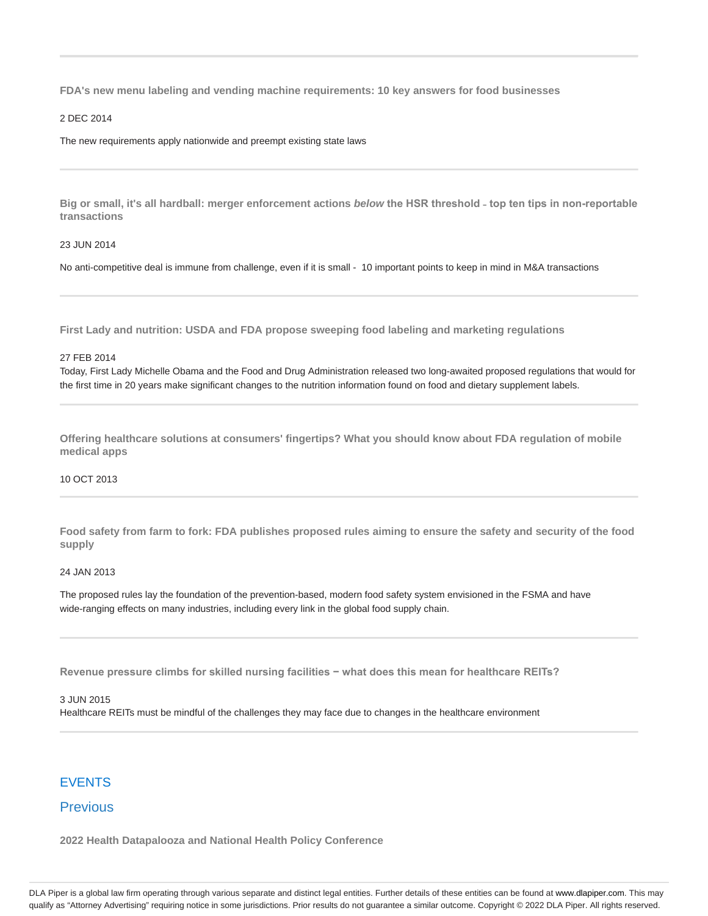**FDA's new menu labeling and vending machine requirements: 10 key answers for food businesses**

2 DEC 2014

The new requirements apply nationwide and preempt existing state laws

---

**Big or small, it's all hardball: merger enforcement actions *below* the HSR threshold - top ten tips in non-reportable transactions**

23 JUN 2014

No anti-competitive deal is immune from challenge, even if it is small - 10 important points to keep in mind in M&A transactions

---

**First Lady and nutrition: USDA and FDA propose sweeping food labeling and marketing regulations**

27 FEB 2014

Today, First Lady Michelle Obama and the Food and Drug Administration released two long-awaited proposed regulations that would for the first time in 20 years make significant changes to the nutrition information found on food and dietary supplement labels.

---

**Offering healthcare solutions at consumers' fingertips? What you should know about FDA regulation of mobile medical apps**

10 OCT 2013

---

**Food safety from farm to fork: FDA publishes proposed rules aiming to ensure the safety and security of the food supply**

24 JAN 2013

The proposed rules lay the foundation of the prevention-based, modern food safety system envisioned in the FSMA and have wide-ranging effects on many industries, including every link in the global food supply chain.

---

**Revenue pressure climbs for skilled nursing facilities − what does this mean for healthcare REITs?**

3 JUN 2015

Healthcare REITs must be mindful of the challenges they may face due to changes in the healthcare environment

---

## EVENTS

### Previous

**2022 Health Datapalooza and National Health Policy Conference**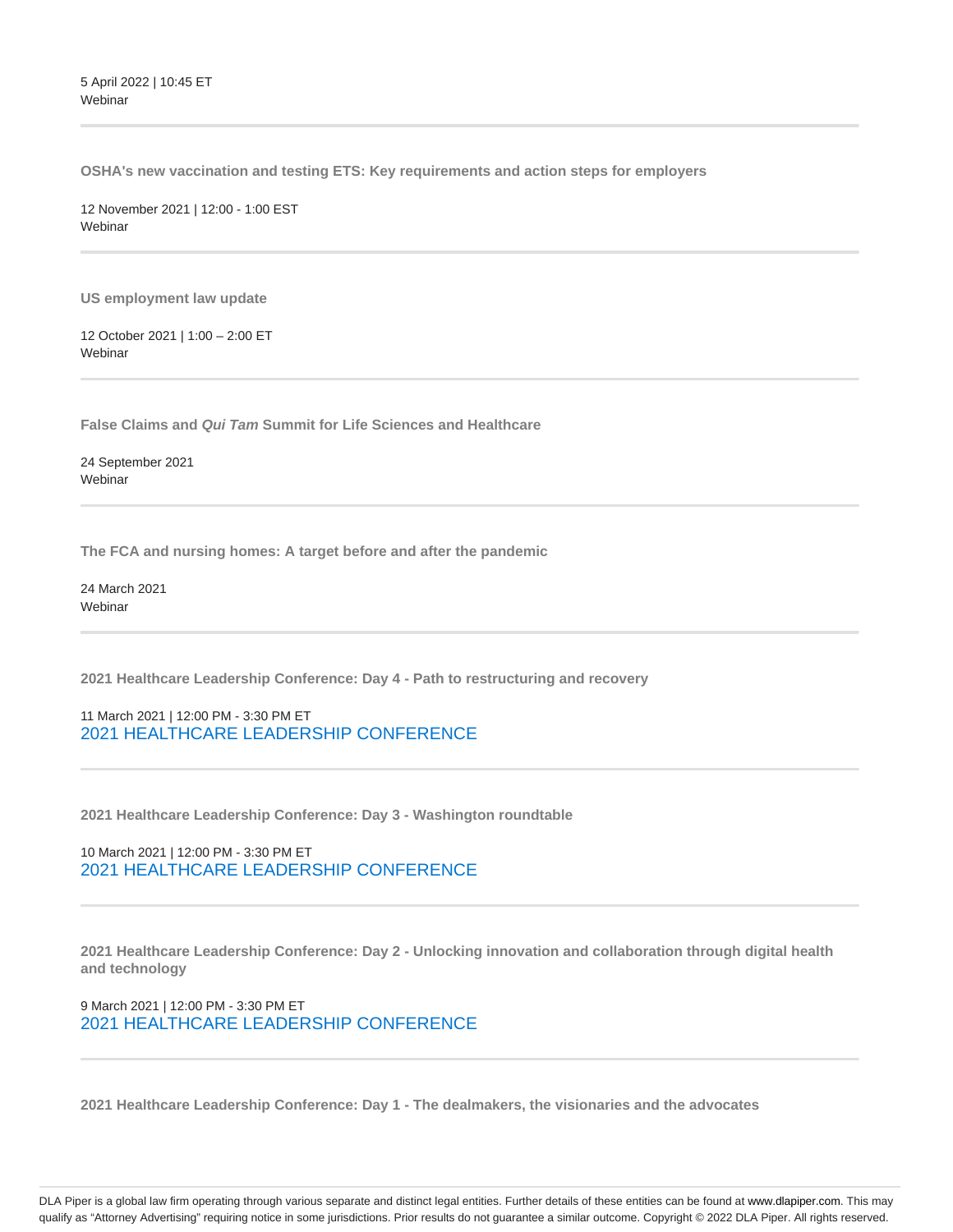5 April 2022 | 10:45 ET
Webinar

---

**OSHA's new vaccination and testing ETS: Key requirements and action steps for employers**

12 November 2021 | 12:00 - 1:00 EST
Webinar

---

**US employment law update**

12 October 2021 | 1:00 – 2:00 ET
Webinar

---

**False Claims and *Qui Tam* Summit for Life Sciences and Healthcare**

24 September 2021
Webinar

---

**The FCA and nursing homes: A target before and after the pandemic**

24 March 2021
Webinar

---

**2021 Healthcare Leadership Conference: Day 4 - Path to restructuring and recovery**

11 March 2021 | 12:00 PM - 3:30 PM ET
2021 HEALTHCARE LEADERSHIP CONFERENCE

---

**2021 Healthcare Leadership Conference: Day 3 - Washington roundtable**

10 March 2021 | 12:00 PM - 3:30 PM ET
2021 HEALTHCARE LEADERSHIP CONFERENCE

---

**2021 Healthcare Leadership Conference: Day 2 - Unlocking innovation and collaboration through digital health and technology**

9 March 2021 | 12:00 PM - 3:30 PM ET
2021 HEALTHCARE LEADERSHIP CONFERENCE

---

**2021 Healthcare Leadership Conference: Day 1 - The dealmakers, the visionaries and the advocates**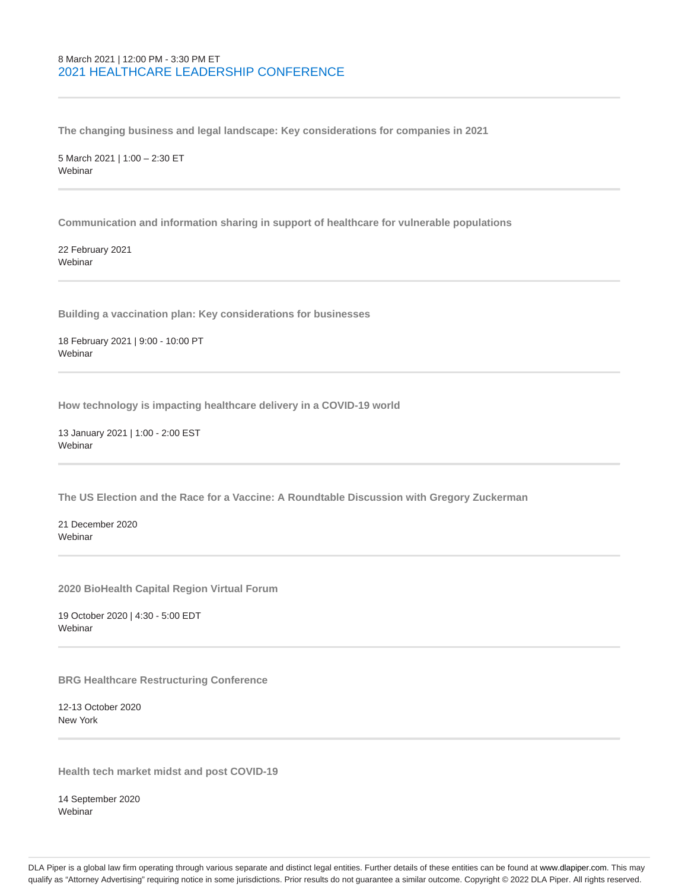8 March 2021 | 12:00 PM - 3:30 PM ET
2021 HEALTHCARE LEADERSHIP CONFERENCE

---

**The changing business and legal landscape: Key considerations for companies in 2021**

5 March 2021 | 1:00 – 2:30 ET
Webinar

---

**Communication and information sharing in support of healthcare for vulnerable populations**

22 February 2021
Webinar

---

**Building a vaccination plan: Key considerations for businesses**

18 February 2021 | 9:00 - 10:00 PT
Webinar

---

**How technology is impacting healthcare delivery in a COVID-19 world**

13 January 2021 | 1:00 - 2:00 EST
Webinar

---

**The US Election and the Race for a Vaccine: A Roundtable Discussion with Gregory Zuckerman**

21 December 2020
Webinar

---

**2020 BioHealth Capital Region Virtual Forum**

19 October 2020 | 4:30 - 5:00 EDT
Webinar

---

**BRG Healthcare Restructuring Conference**

12-13 October 2020
New York

---

**Health tech market midst and post COVID-19**

14 September 2020
Webinar

DLA Piper is a global law firm operating through various separate and distinct legal entities. Further details of these entities can be found at www.dlapiper.com. This may qualify as "Attorney Advertising" requiring notice in some jurisdictions. Prior results do not guarantee a similar outcome. Copyright © 2022 DLA Piper. All rights reserved.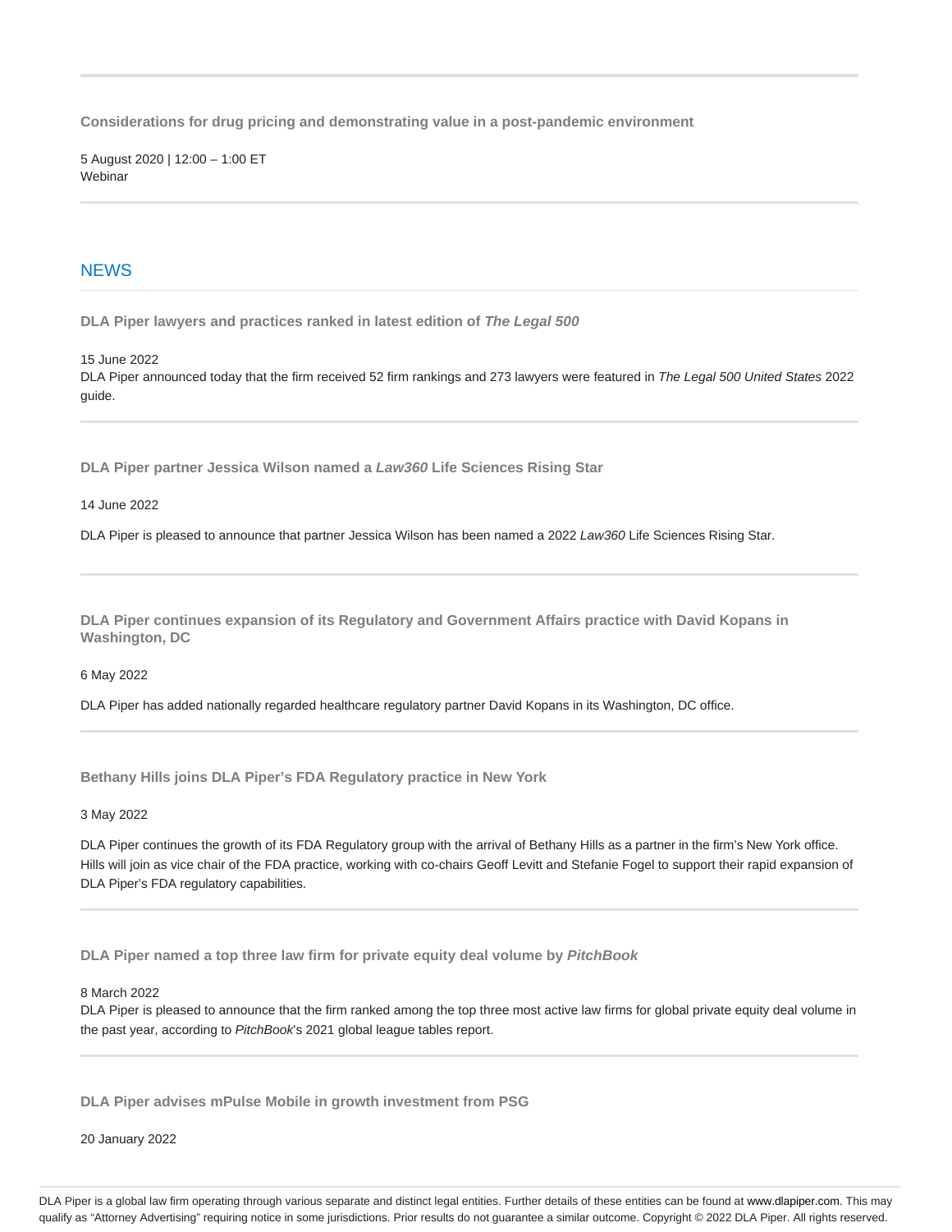**Considerations for drug pricing and demonstrating value in a post-pandemic environment**

5 August 2020 | 12:00 – 1:00 ET
Webinar

## NEWS

**DLA Piper lawyers and practices ranked in latest edition of *The Legal 500***

15 June 2022
DLA Piper announced today that the firm received 52 firm rankings and 273 lawyers were featured in *The Legal 500 United States* 2022 guide.

**DLA Piper partner Jessica Wilson named a *Law360* Life Sciences Rising Star**

14 June 2022

DLA Piper is pleased to announce that partner Jessica Wilson has been named a 2022 *Law360* Life Sciences Rising Star.

**DLA Piper continues expansion of its Regulatory and Government Affairs practice with David Kopans in Washington, DC**

6 May 2022

DLA Piper has added nationally regarded healthcare regulatory partner David Kopans in its Washington, DC office.

**Bethany Hills joins DLA Piper's FDA Regulatory practice in New York**

3 May 2022

DLA Piper continues the growth of its FDA Regulatory group with the arrival of Bethany Hills as a partner in the firm's New York office. Hills will join as vice chair of the FDA practice, working with co-chairs Geoff Levitt and Stefanie Fogel to support their rapid expansion of DLA Piper's FDA regulatory capabilities.

**DLA Piper named a top three law firm for private equity deal volume by *PitchBook***

8 March 2022
DLA Piper is pleased to announce that the firm ranked among the top three most active law firms for global private equity deal volume in the past year, according to *PitchBook*'s 2021 global league tables report.

**DLA Piper advises mPulse Mobile in growth investment from PSG**

20 January 2022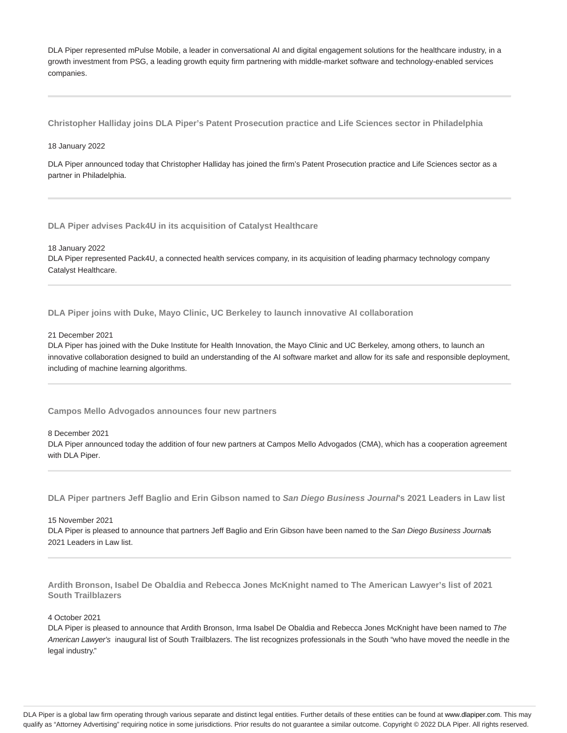DLA Piper represented mPulse Mobile, a leader in conversational AI and digital engagement solutions for the healthcare industry, in a growth investment from PSG, a leading growth equity firm partnering with middle-market software and technology-enabled services companies.

---

### Christopher Halliday joins DLA Piper's Patent Prosecution practice and Life Sciences sector in Philadelphia

18 January 2022

DLA Piper announced today that Christopher Halliday has joined the firm's Patent Prosecution practice and Life Sciences sector as a partner in Philadelphia.

---

### DLA Piper advises Pack4U in its acquisition of Catalyst Healthcare

18 January 2022

DLA Piper represented Pack4U, a connected health services company, in its acquisition of leading pharmacy technology company Catalyst Healthcare.

---

### DLA Piper joins with Duke, Mayo Clinic, UC Berkeley to launch innovative AI collaboration

21 December 2021

DLA Piper has joined with the Duke Institute for Health Innovation, the Mayo Clinic and UC Berkeley, among others, to launch an innovative collaboration designed to build an understanding of the AI software market and allow for its safe and responsible deployment, including of machine learning algorithms.

---

### Campos Mello Advogados announces four new partners

8 December 2021

DLA Piper announced today the addition of four new partners at Campos Mello Advogados (CMA), which has a cooperation agreement with DLA Piper.

---

### DLA Piper partners Jeff Baglio and Erin Gibson named to *San Diego Business Journal*'s 2021 Leaders in Law list

15 November 2021

DLA Piper is pleased to announce that partners Jeff Baglio and Erin Gibson have been named to the *San Diego Business Journal*'s 2021 Leaders in Law list.

---

### Ardith Bronson, Isabel De Obaldia and Rebecca Jones McKnight named to The American Lawyer's list of 2021 South Trailblazers

4 October 2021

DLA Piper is pleased to announce that Ardith Bronson, Irma Isabel De Obaldia and Rebecca Jones McKnight have been named to *The American Lawyer's* inaugural list of South Trailblazers. The list recognizes professionals in the South "who have moved the needle in the legal industry."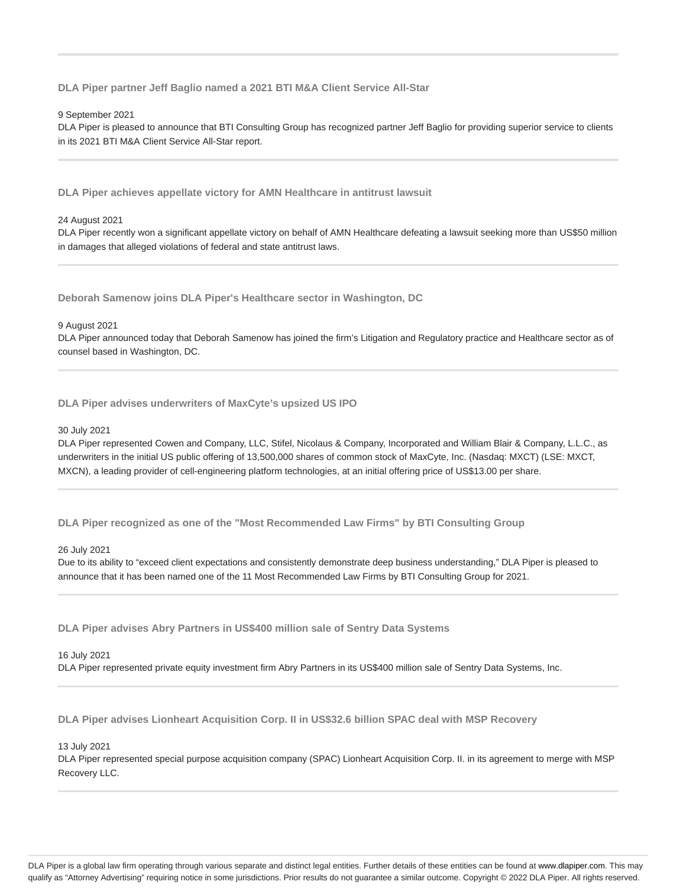### DLA Piper partner Jeff Baglio named a 2021 BTI M&A Client Service All-Star

9 September 2021

DLA Piper is pleased to announce that BTI Consulting Group has recognized partner Jeff Baglio for providing superior service to clients in its 2021 BTI M&A Client Service All-Star report.

### DLA Piper achieves appellate victory for AMN Healthcare in antitrust lawsuit

24 August 2021

DLA Piper recently won a significant appellate victory on behalf of AMN Healthcare defeating a lawsuit seeking more than US$50 million in damages that alleged violations of federal and state antitrust laws.

### Deborah Samenow joins DLA Piper's Healthcare sector in Washington, DC

9 August 2021

DLA Piper announced today that Deborah Samenow has joined the firm's Litigation and Regulatory practice and Healthcare sector as of counsel based in Washington, DC.

### DLA Piper advises underwriters of MaxCyte's upsized US IPO

30 July 2021

DLA Piper represented Cowen and Company, LLC, Stifel, Nicolaus & Company, Incorporated and William Blair & Company, L.L.C., as underwriters in the initial US public offering of 13,500,000 shares of common stock of MaxCyte, Inc. (Nasdaq: MXCT) (LSE: MXCT, MXCN), a leading provider of cell-engineering platform technologies, at an initial offering price of US$13.00 per share.

### DLA Piper recognized as one of the "Most Recommended Law Firms" by BTI Consulting Group

26 July 2021

Due to its ability to "exceed client expectations and consistently demonstrate deep business understanding," DLA Piper is pleased to announce that it has been named one of the 11 Most Recommended Law Firms by BTI Consulting Group for 2021.

### DLA Piper advises Abry Partners in US$400 million sale of Sentry Data Systems

16 July 2021

DLA Piper represented private equity investment firm Abry Partners in its US$400 million sale of Sentry Data Systems, Inc.

### DLA Piper advises Lionheart Acquisition Corp. II in US$32.6 billion SPAC deal with MSP Recovery

13 July 2021

DLA Piper represented special purpose acquisition company (SPAC) Lionheart Acquisition Corp. II. in its agreement to merge with MSP Recovery LLC.

DLA Piper is a global law firm operating through various separate and distinct legal entities. Further details of these entities can be found at www.dlapiper.com. This may qualify as "Attorney Advertising" requiring notice in some jurisdictions. Prior results do not guarantee a similar outcome. Copyright © 2022 DLA Piper. All rights reserved.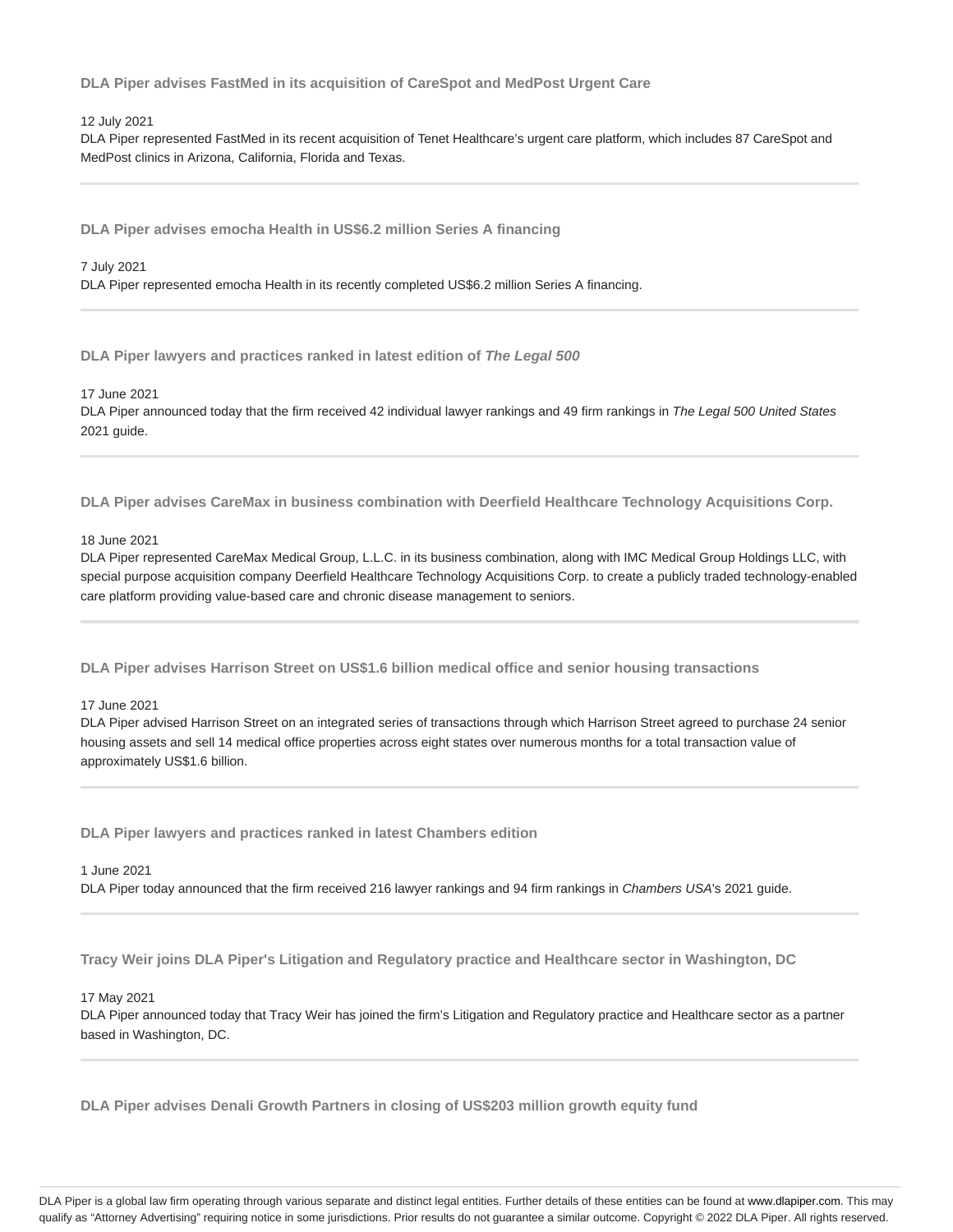### DLA Piper advises FastMed in its acquisition of CareSpot and MedPost Urgent Care

12 July 2021
DLA Piper represented FastMed in its recent acquisition of Tenet Healthcare's urgent care platform, which includes 87 CareSpot and MedPost clinics in Arizona, California, Florida and Texas.

---

### DLA Piper advises emocha Health in US$6.2 million Series A financing

7 July 2021
DLA Piper represented emocha Health in its recently completed US$6.2 million Series A financing.

---

### DLA Piper lawyers and practices ranked in latest edition of *The Legal 500*

17 June 2021
DLA Piper announced today that the firm received 42 individual lawyer rankings and 49 firm rankings in *The Legal 500 United States* 2021 guide.

---

### DLA Piper advises CareMax in business combination with Deerfield Healthcare Technology Acquisitions Corp.

18 June 2021
DLA Piper represented CareMax Medical Group, L.L.C. in its business combination, along with IMC Medical Group Holdings LLC, with special purpose acquisition company Deerfield Healthcare Technology Acquisitions Corp. to create a publicly traded technology-enabled care platform providing value-based care and chronic disease management to seniors.

---

### DLA Piper advises Harrison Street on US$1.6 billion medical office and senior housing transactions

17 June 2021
DLA Piper advised Harrison Street on an integrated series of transactions through which Harrison Street agreed to purchase 24 senior housing assets and sell 14 medical office properties across eight states over numerous months for a total transaction value of approximately US$1.6 billion.

---

### DLA Piper lawyers and practices ranked in latest Chambers edition

1 June 2021
DLA Piper today announced that the firm received 216 lawyer rankings and 94 firm rankings in *Chambers USA*'s 2021 guide.

---

### Tracy Weir joins DLA Piper's Litigation and Regulatory practice and Healthcare sector in Washington, DC

17 May 2021
DLA Piper announced today that Tracy Weir has joined the firm's Litigation and Regulatory practice and Healthcare sector as a partner based in Washington, DC.

---

### DLA Piper advises Denali Growth Partners in closing of US$203 million growth equity fund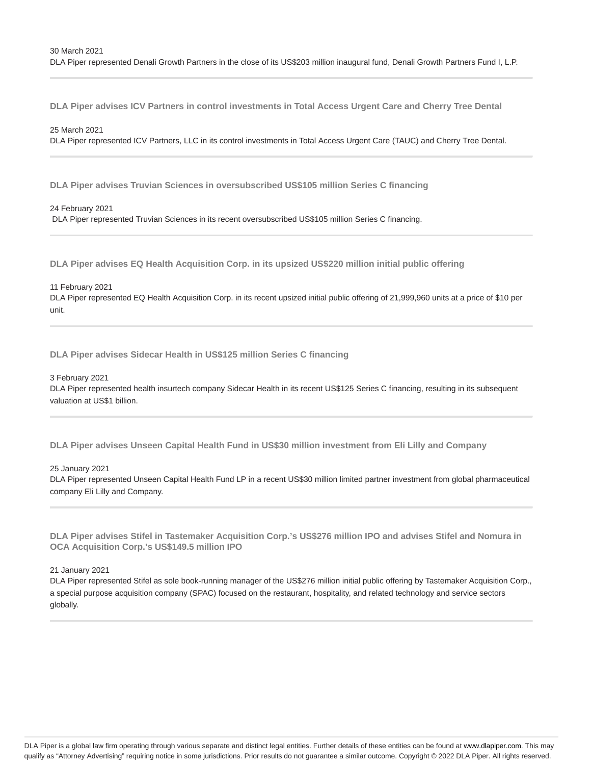30 March 2021
DLA Piper represented Denali Growth Partners in the close of its US$203 million inaugural fund, Denali Growth Partners Fund I, L.P.

---

### DLA Piper advises ICV Partners in control investments in Total Access Urgent Care and Cherry Tree Dental

25 March 2021
DLA Piper represented ICV Partners, LLC in its control investments in Total Access Urgent Care (TAUC) and Cherry Tree Dental.

---

### DLA Piper advises Truvian Sciences in oversubscribed US$105 million Series C financing

24 February 2021
DLA Piper represented Truvian Sciences in its recent oversubscribed US$105 million Series C financing.

---

### DLA Piper advises EQ Health Acquisition Corp. in its upsized US$220 million initial public offering

11 February 2021
DLA Piper represented EQ Health Acquisition Corp. in its recent upsized initial public offering of 21,999,960 units at a price of $10 per unit.

---

### DLA Piper advises Sidecar Health in US$125 million Series C financing

3 February 2021
DLA Piper represented health insurtech company Sidecar Health in its recent US$125 Series C financing, resulting in its subsequent valuation at US$1 billion.

---

### DLA Piper advises Unseen Capital Health Fund in US$30 million investment from Eli Lilly and Company

25 January 2021
DLA Piper represented Unseen Capital Health Fund LP in a recent US$30 million limited partner investment from global pharmaceutical company Eli Lilly and Company.

---

### DLA Piper advises Stifel in Tastemaker Acquisition Corp.'s US$276 million IPO and advises Stifel and Nomura in OCA Acquisition Corp.'s US$149.5 million IPO

21 January 2021
DLA Piper represented Stifel as sole book-running manager of the US$276 million initial public offering by Tastemaker Acquisition Corp., a special purpose acquisition company (SPAC) focused on the restaurant, hospitality, and related technology and service sectors globally.

---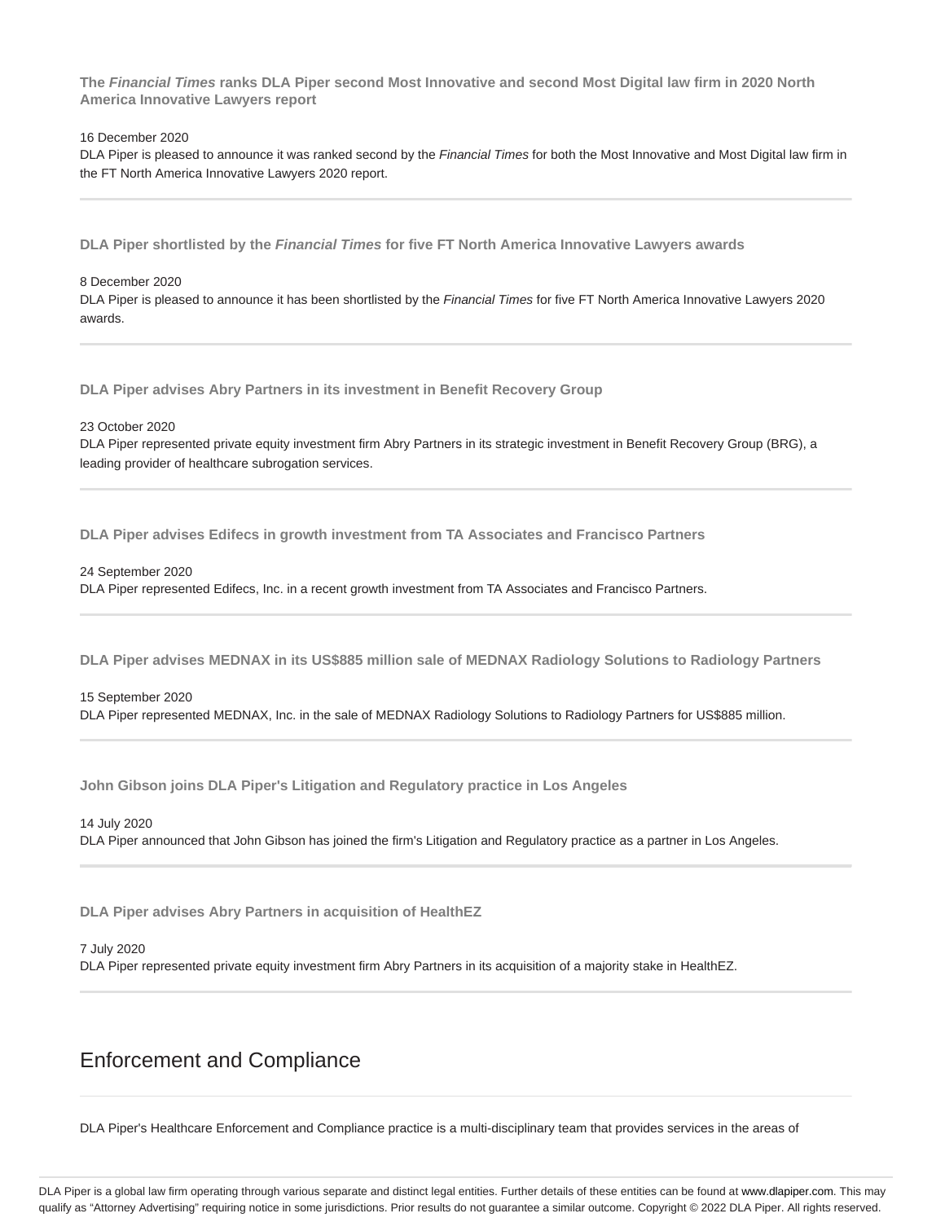**The *Financial Times* ranks DLA Piper second Most Innovative and second Most Digital law firm in 2020 North America Innovative Lawyers report**

16 December 2020

DLA Piper is pleased to announce it was ranked second by the *Financial Times* for both the Most Innovative and Most Digital law firm in the FT North America Innovative Lawyers 2020 report.

---

**DLA Piper shortlisted by the *Financial Times* for five FT North America Innovative Lawyers awards**

8 December 2020

DLA Piper is pleased to announce it has been shortlisted by the *Financial Times* for five FT North America Innovative Lawyers 2020 awards.

---

**DLA Piper advises Abry Partners in its investment in Benefit Recovery Group**

23 October 2020

DLA Piper represented private equity investment firm Abry Partners in its strategic investment in Benefit Recovery Group (BRG), a leading provider of healthcare subrogation services.

---

**DLA Piper advises Edifecs in growth investment from TA Associates and Francisco Partners**

24 September 2020

DLA Piper represented Edifecs, Inc. in a recent growth investment from TA Associates and Francisco Partners.

---

**DLA Piper advises MEDNAX in its US$885 million sale of MEDNAX Radiology Solutions to Radiology Partners**

15 September 2020

DLA Piper represented MEDNAX, Inc. in the sale of MEDNAX Radiology Solutions to Radiology Partners for US$885 million.

---

**John Gibson joins DLA Piper's Litigation and Regulatory practice in Los Angeles**

14 July 2020

DLA Piper announced that John Gibson has joined the firm's Litigation and Regulatory practice as a partner in Los Angeles.

---

**DLA Piper advises Abry Partners in acquisition of HealthEZ**

7 July 2020

DLA Piper represented private equity investment firm Abry Partners in its acquisition of a majority stake in HealthEZ.

---

## Enforcement and Compliance

DLA Piper's Healthcare Enforcement and Compliance practice is a multi-disciplinary team that provides services in the areas of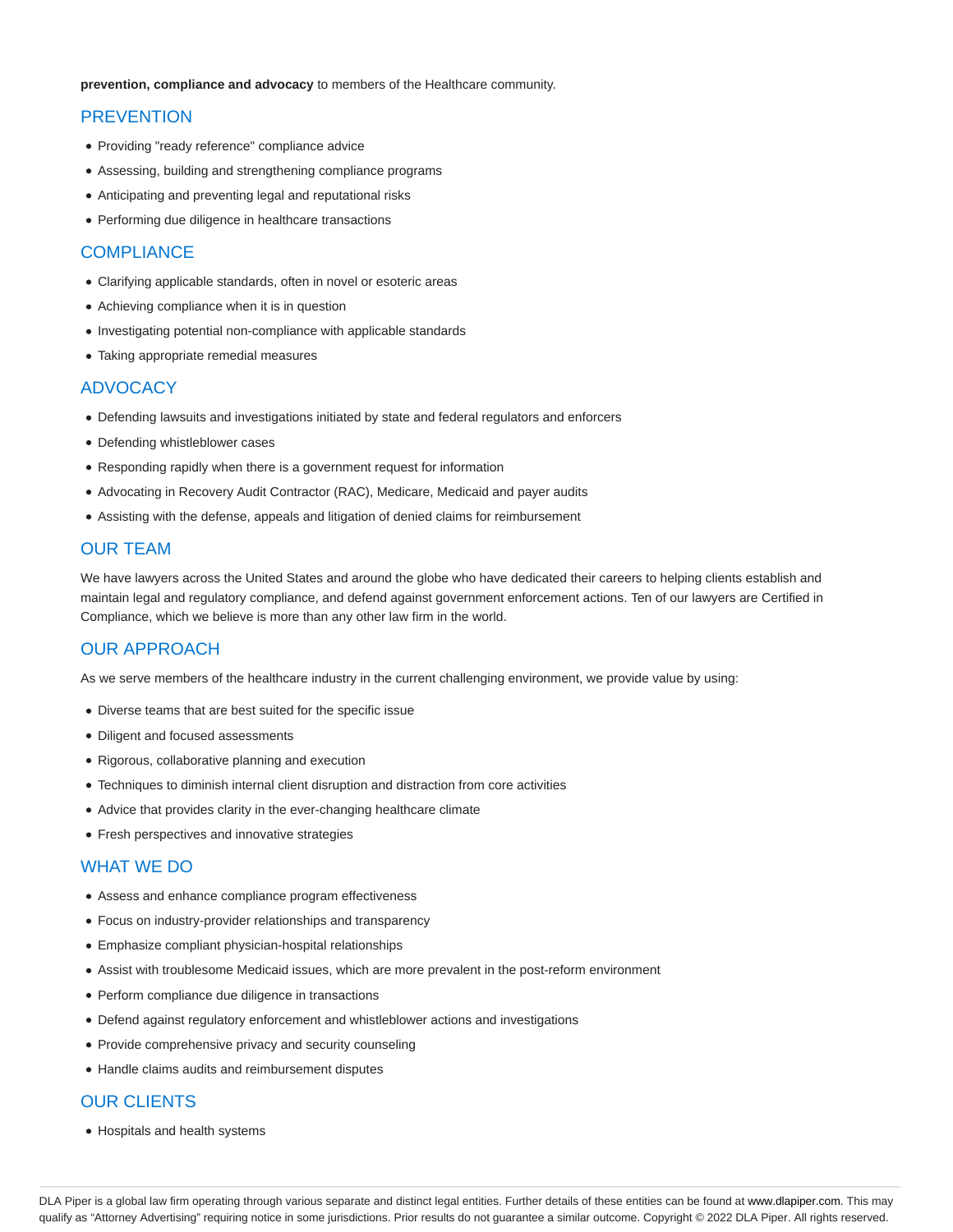**prevention, compliance and advocacy** to members of the Healthcare community.

## PREVENTION

- Providing "ready reference" compliance advice
- Assessing, building and strengthening compliance programs
- Anticipating and preventing legal and reputational risks
- Performing due diligence in healthcare transactions

## COMPLIANCE

- Clarifying applicable standards, often in novel or esoteric areas
- Achieving compliance when it is in question
- Investigating potential non-compliance with applicable standards
- Taking appropriate remedial measures

## ADVOCACY

- Defending lawsuits and investigations initiated by state and federal regulators and enforcers
- Defending whistleblower cases
- Responding rapidly when there is a government request for information
- Advocating in Recovery Audit Contractor (RAC), Medicare, Medicaid and payer audits
- Assisting with the defense, appeals and litigation of denied claims for reimbursement

## OUR TEAM

We have lawyers across the United States and around the globe who have dedicated their careers to helping clients establish and maintain legal and regulatory compliance, and defend against government enforcement actions. Ten of our lawyers are Certified in Compliance, which we believe is more than any other law firm in the world.

## OUR APPROACH

As we serve members of the healthcare industry in the current challenging environment, we provide value by using:

- Diverse teams that are best suited for the specific issue
- Diligent and focused assessments
- Rigorous, collaborative planning and execution
- Techniques to diminish internal client disruption and distraction from core activities
- Advice that provides clarity in the ever-changing healthcare climate
- Fresh perspectives and innovative strategies

## WHAT WE DO

- Assess and enhance compliance program effectiveness
- Focus on industry-provider relationships and transparency
- Emphasize compliant physician-hospital relationships
- Assist with troublesome Medicaid issues, which are more prevalent in the post-reform environment
- Perform compliance due diligence in transactions
- Defend against regulatory enforcement and whistleblower actions and investigations
- Provide comprehensive privacy and security counseling
- Handle claims audits and reimbursement disputes

## OUR CLIENTS

- Hospitals and health systems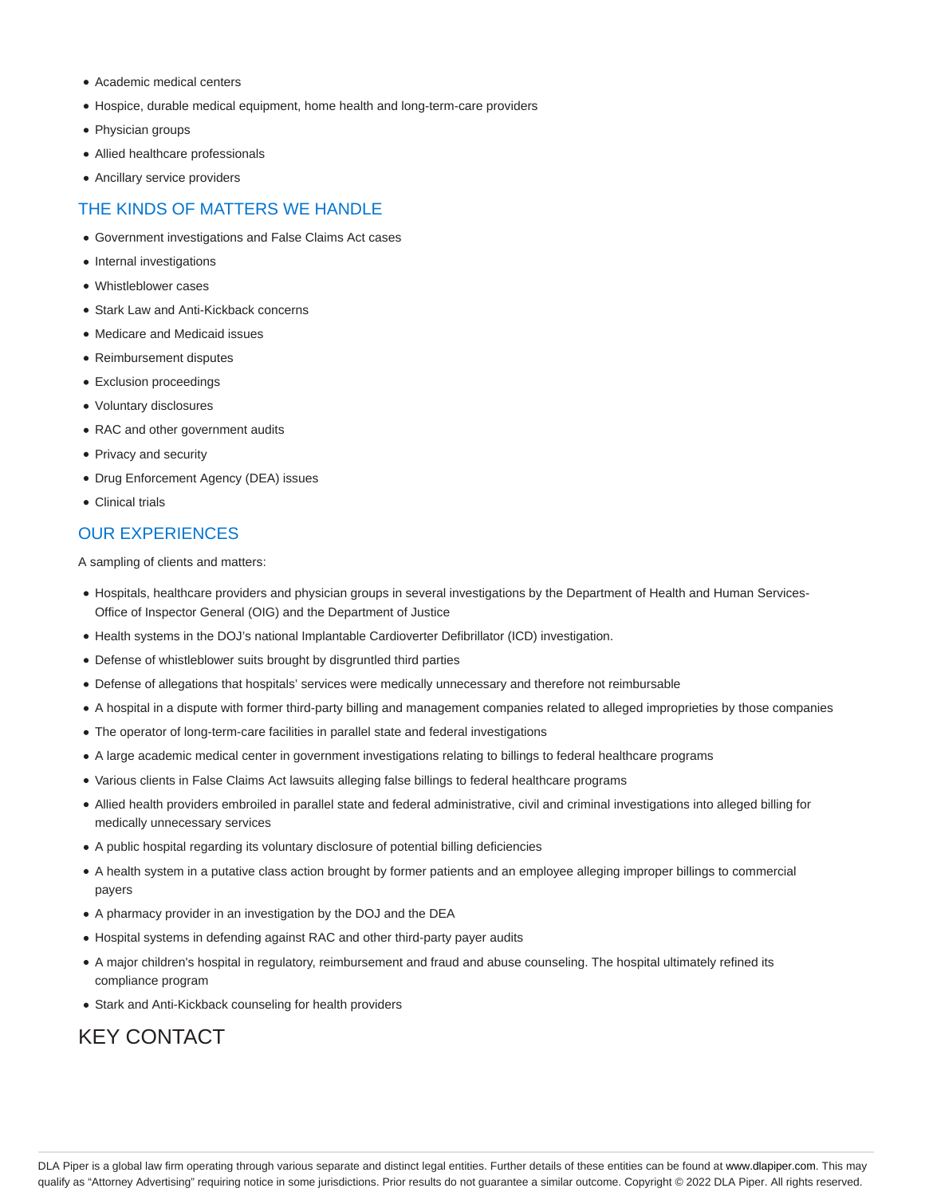- Academic medical centers
- Hospice, durable medical equipment, home health and long-term-care providers
- Physician groups
- Allied healthcare professionals
- Ancillary service providers

## THE KINDS OF MATTERS WE HANDLE

- Government investigations and False Claims Act cases
- Internal investigations
- Whistleblower cases
- Stark Law and Anti-Kickback concerns
- Medicare and Medicaid issues
- Reimbursement disputes
- Exclusion proceedings
- Voluntary disclosures
- RAC and other government audits
- Privacy and security
- Drug Enforcement Agency (DEA) issues
- Clinical trials

## OUR EXPERIENCES

A sampling of clients and matters:

- Hospitals, healthcare providers and physician groups in several investigations by the Department of Health and Human Services-Office of Inspector General (OIG) and the Department of Justice
- Health systems in the DOJ's national Implantable Cardioverter Defibrillator (ICD) investigation.
- Defense of whistleblower suits brought by disgruntled third parties
- Defense of allegations that hospitals' services were medically unnecessary and therefore not reimbursable
- A hospital in a dispute with former third-party billing and management companies related to alleged improprieties by those companies
- The operator of long-term-care facilities in parallel state and federal investigations
- A large academic medical center in government investigations relating to billings to federal healthcare programs
- Various clients in False Claims Act lawsuits alleging false billings to federal healthcare programs
- Allied health providers embroiled in parallel state and federal administrative, civil and criminal investigations into alleged billing for medically unnecessary services
- A public hospital regarding its voluntary disclosure of potential billing deficiencies
- A health system in a putative class action brought by former patients and an employee alleging improper billings to commercial payers
- A pharmacy provider in an investigation by the DOJ and the DEA
- Hospital systems in defending against RAC and other third-party payer audits
- A major children's hospital in regulatory, reimbursement and fraud and abuse counseling. The hospital ultimately refined its compliance program
- Stark and Anti-Kickback counseling for health providers

# KEY CONTACT

DLA Piper is a global law firm operating through various separate and distinct legal entities. Further details of these entities can be found at www.dlapiper.com. This may qualify as "Attorney Advertising" requiring notice in some jurisdictions. Prior results do not guarantee a similar outcome. Copyright © 2022 DLA Piper. All rights reserved.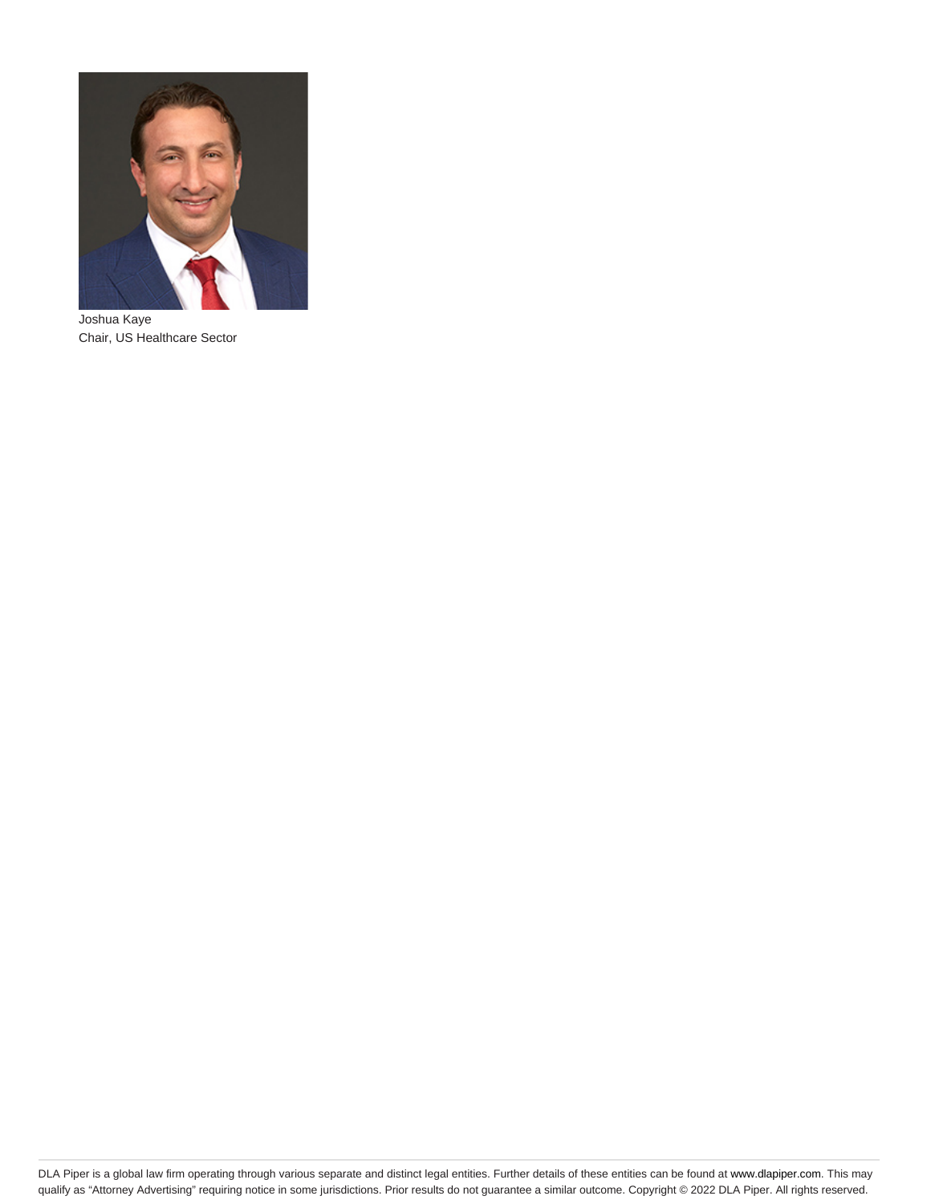Joshua Kaye
Chair, US Healthcare Sector

DLA Piper is a global law firm operating through various separate and distinct legal entities. Further details of these entities can be found at www.dlapiper.com. This may qualify as "Attorney Advertising" requiring notice in some jurisdictions. Prior results do not guarantee a similar outcome. Copyright © 2022 DLA Piper. All rights reserved.